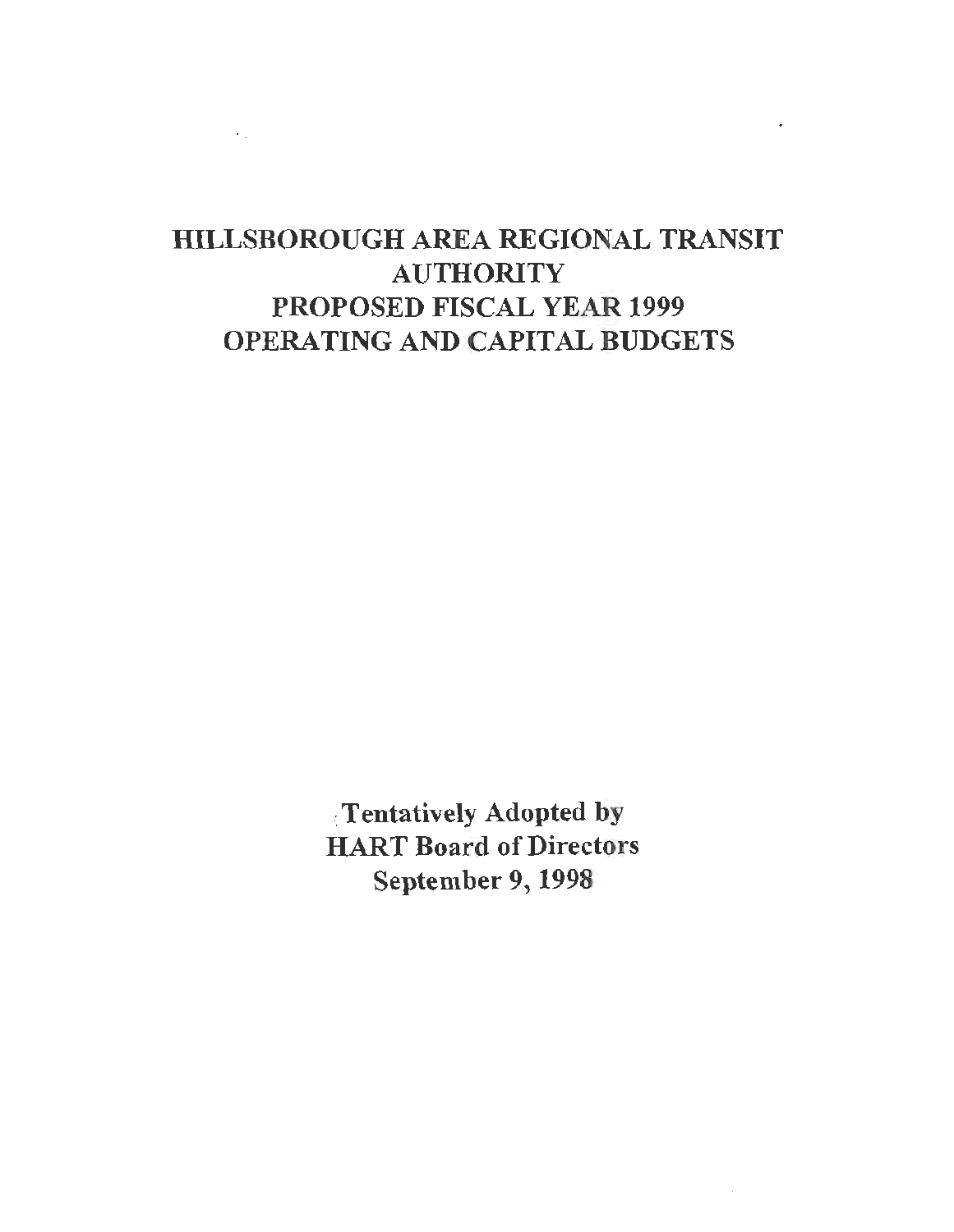# HILLSBOROUGH AREA REGIONAL TRANSIT AUTHORITY PROPOSED FISCAL YEAR 1999 OPERATING AND CAPITAL BUDGETS

**Tentatively Adopted by**
**HART Board of Directors**
**September 9, 1998**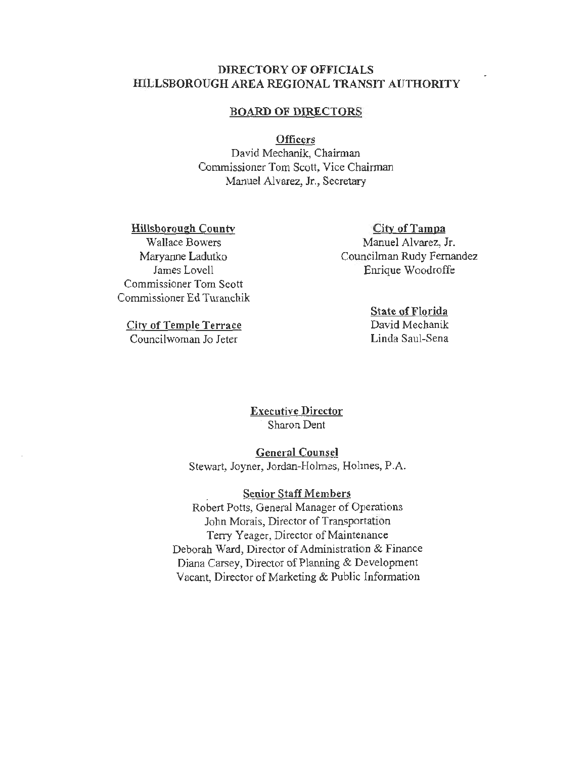# DIRECTORY OF OFFICIALS
# HILLSBOROUGH AREA REGIONAL TRANSIT AUTHORITY

## BOARD OF DIRECTORS

### Officers

David Mechanik, Chairman
Commissioner Tom Scott, Vice Chairman
Manuel Alvarez, Jr., Secretary

### Hillsborough County

Wallace Bowers
Maryanne Ladutko
James Lovell
Commissioner Tom Scott
Commissioner Ed Turanchik

### City of Temple Terrace

Councilwoman Jo Jeter

### City of Tampa

Manuel Alvarez, Jr.
Councilman Rudy Fernandez
Enrique Woodroffe

### State of Florida

David Mechanik
Linda Saul-Sena

### Executive Director

Sharon Dent

### General Counsel

Stewart, Joyner, Jordan-Holmes, Holmes, P.A.

### Senior Staff Members

Robert Potts, General Manager of Operations
John Morais, Director of Transportation
Terry Yeager, Director of Maintenance
Deborah Ward, Director of Administration & Finance
Diana Carsey, Director of Planning & Development
Vacant, Director of Marketing & Public Information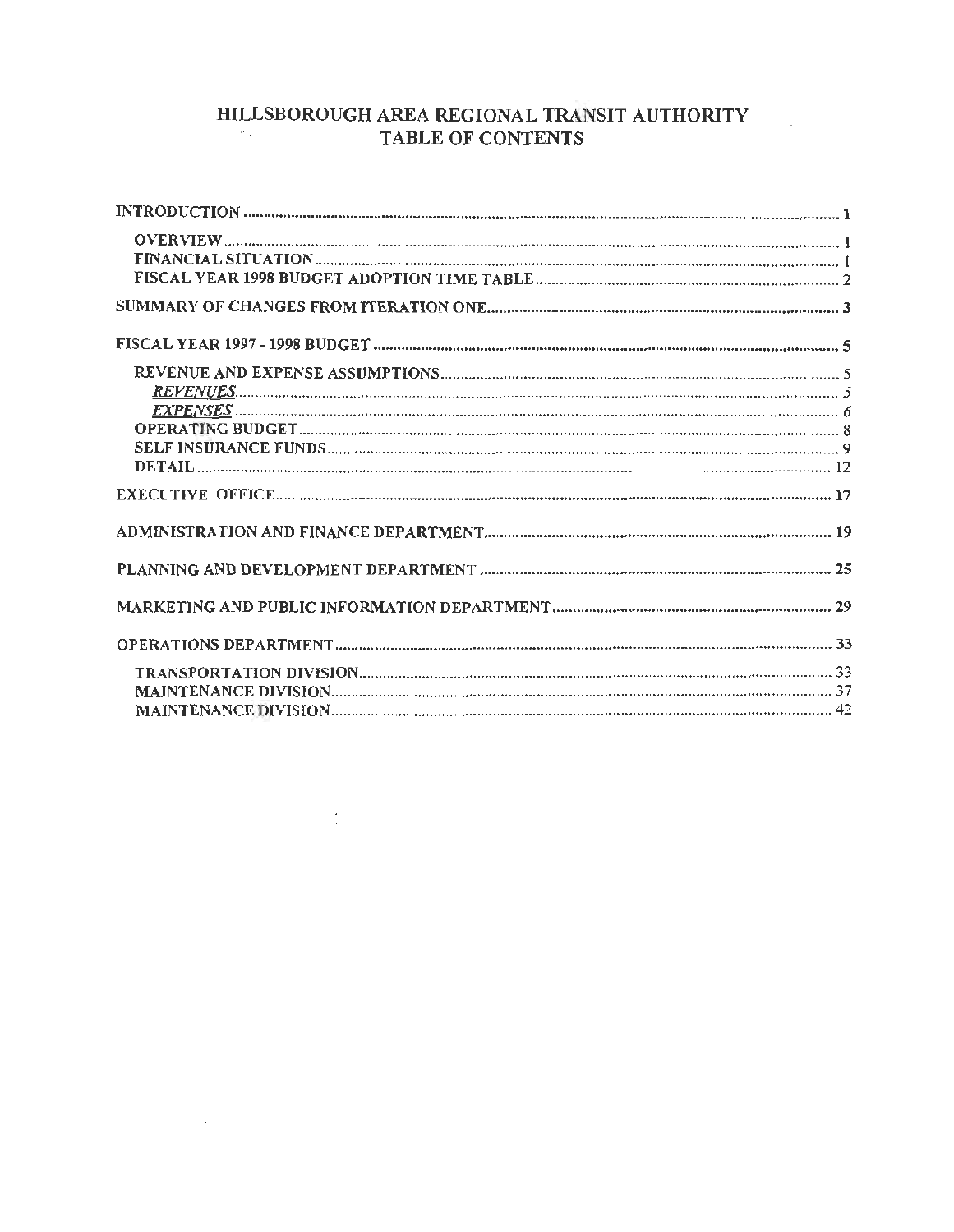# HILLSBOROUGH AREA REGIONAL TRANSIT AUTHORITY
## TABLE OF CONTENTS

INTRODUCTION ........................................................................ 1

- OVERVIEW ........................................................................ 1
- FINANCIAL SITUATION ........................................................................ 1
- FISCAL YEAR 1998 BUDGET ADOPTION TIME TABLE ........................................................................ 2

SUMMARY OF CHANGES FROM ITERATION ONE ........................................................................ 3

FISCAL YEAR 1997 - 1998 BUDGET ........................................................................ 5

- REVENUE AND EXPENSE ASSUMPTIONS ........................................................................ 5
  - *REVENUES* ........................................................................ *5*
  - *EXPENSES* ........................................................................ *6*
- OPERATING BUDGET ........................................................................ 8
- SELF INSURANCE FUNDS ........................................................................ 9
- DETAIL ........................................................................ 12

EXECUTIVE OFFICE ........................................................................ 17

ADMINISTRATION AND FINANCE DEPARTMENT ........................................................................ 19

PLANNING AND DEVELOPMENT DEPARTMENT ........................................................................ 25

MARKETING AND PUBLIC INFORMATION DEPARTMENT ........................................................................ 29

OPERATIONS DEPARTMENT ........................................................................ 33

- TRANSPORTATION DIVISION ........................................................................ 33
- MAINTENANCE DIVISION ........................................................................ 37
- MAINTENANCE DIVISION ........................................................................ 42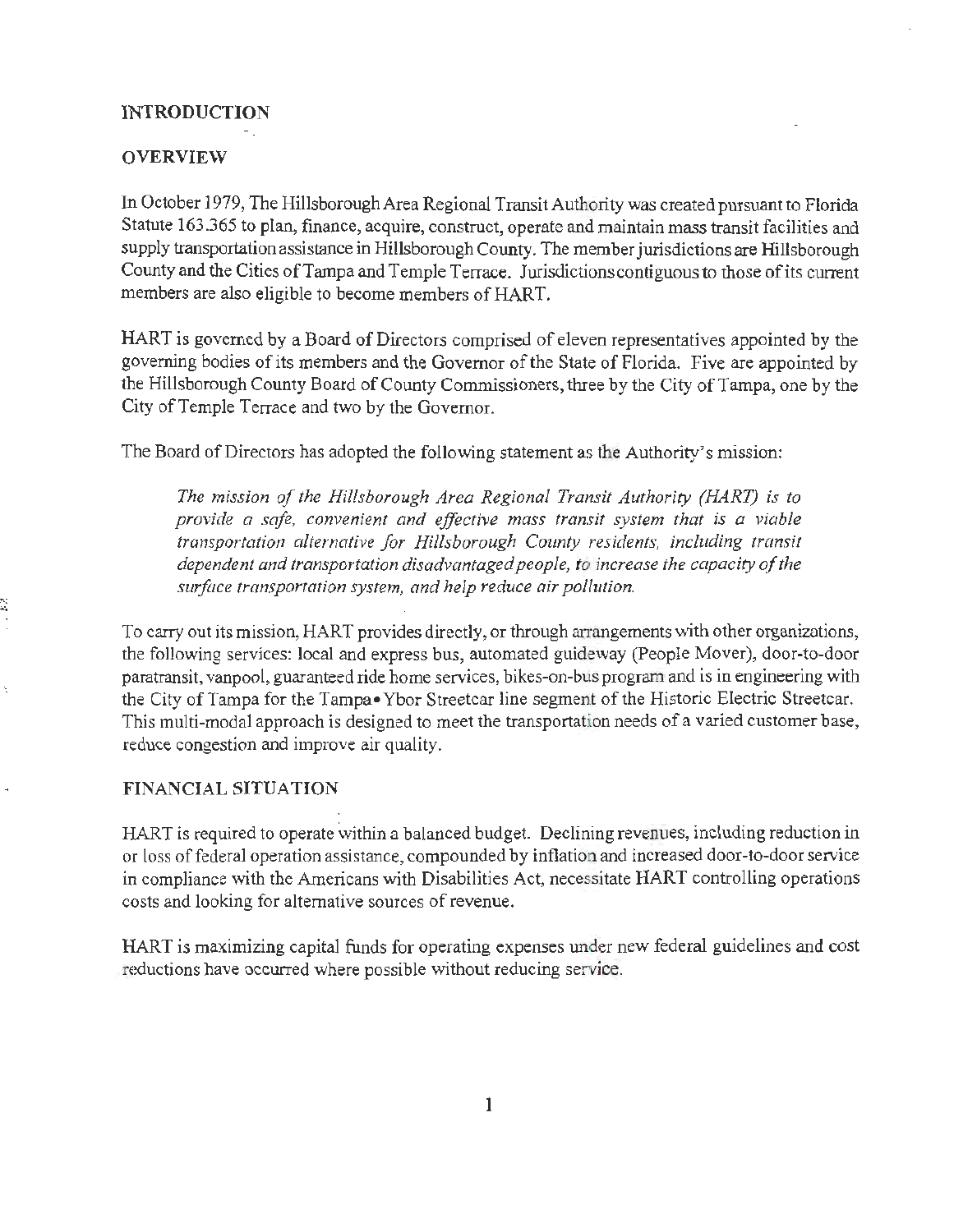# INTRODUCTION

## OVERVIEW

In October 1979, The Hillsborough Area Regional Transit Authority was created pursuant to Florida Statute 163.365 to plan, finance, acquire, construct, operate and maintain mass transit facilities and supply transportation assistance in Hillsborough County. The member jurisdictions are Hillsborough County and the Cities of Tampa and Temple Terrace. Jurisdictions contiguous to those of its current members are also eligible to become members of HART.

HART is governed by a Board of Directors comprised of eleven representatives appointed by the governing bodies of its members and the Governor of the State of Florida. Five are appointed by the Hillsborough County Board of County Commissioners, three by the City of Tampa, one by the City of Temple Terrace and two by the Governor.

The Board of Directors has adopted the following statement as the Authority's mission:

> *The mission of the Hillsborough Area Regional Transit Authority (HART) is to provide a safe, convenient and effective mass transit system that is a viable transportation alternative for Hillsborough County residents, including transit dependent and transportation disadvantaged people, to increase the capacity of the surface transportation system, and help reduce air pollution.*

To carry out its mission, HART provides directly, or through arrangements with other organizations, the following services: local and express bus, automated guideway (People Mover), door-to-door paratransit, vanpool, guaranteed ride home services, bikes-on-bus program and is in engineering with the City of Tampa for the Tampa•Ybor Streetcar line segment of the Historic Electric Streetcar. This multi-modal approach is designed to meet the transportation needs of a varied customer base, reduce congestion and improve air quality.

## FINANCIAL SITUATION

HART is required to operate within a balanced budget. Declining revenues, including reduction in or loss of federal operation assistance, compounded by inflation and increased door-to-door service in compliance with the Americans with Disabilities Act, necessitate HART controlling operations costs and looking for alternative sources of revenue.

HART is maximizing capital funds for operating expenses under new federal guidelines and cost reductions have occurred where possible without reducing service.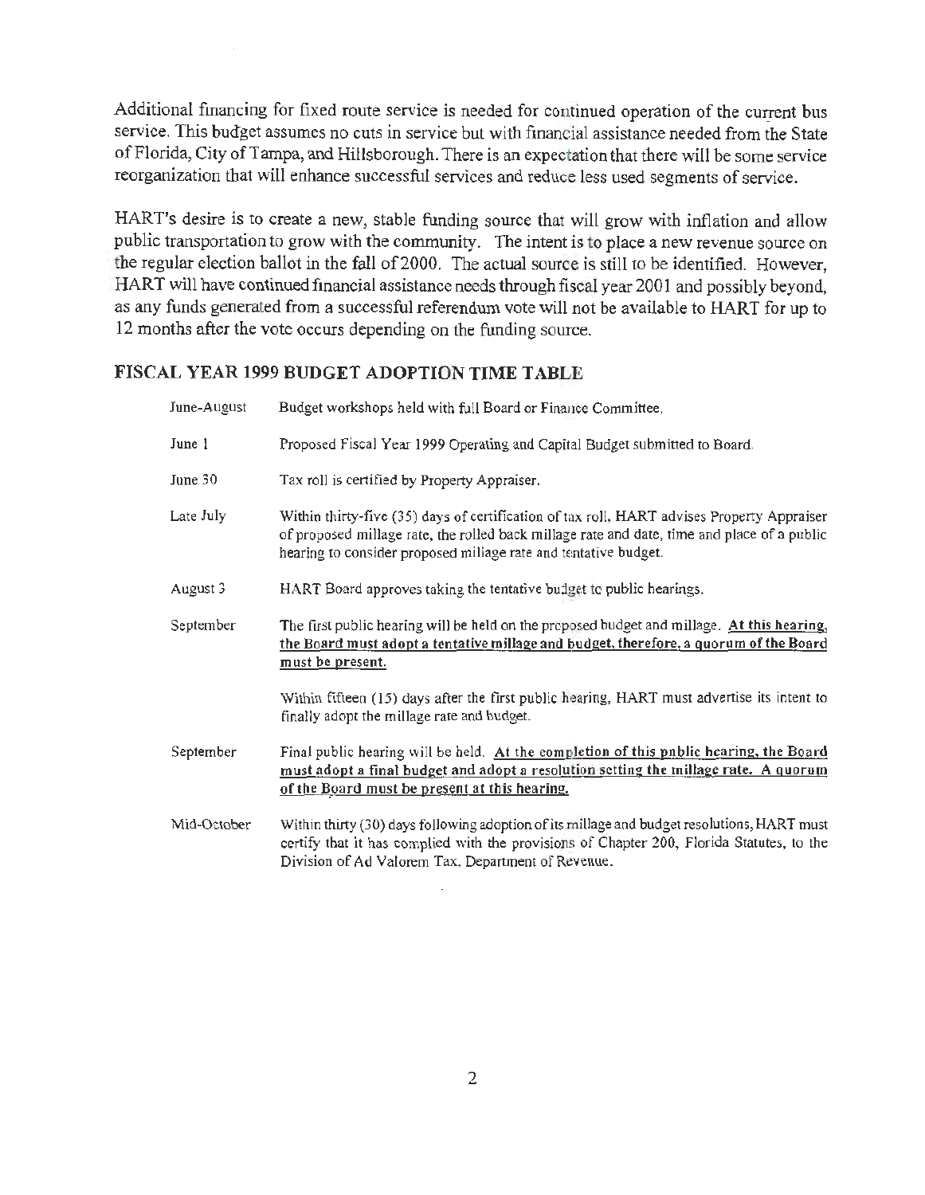Additional financing for fixed route service is needed for continued operation of the current bus service. This budget assumes no cuts in service but with financial assistance needed from the State of Florida, City of Tampa, and Hillsborough. There is an expectation that there will be some service reorganization that will enhance successful services and reduce less used segments of service.

HART's desire is to create a new, stable funding source that will grow with inflation and allow public transportation to grow with the community. The intent is to place a new revenue source on the regular election ballot in the fall of 2000. The actual source is still to be identified. However, HART will have continued financial assistance needs through fiscal year 2001 and possibly beyond, as any funds generated from a successful referendum vote will not be available to HART for up to 12 months after the vote occurs depending on the funding source.

## FISCAL YEAR 1999 BUDGET ADOPTION TIME TABLE

| | |
|---|---|
| June-August | Budget workshops held with full Board or Finance Committee. |
| June 1 | Proposed Fiscal Year 1999 Operating and Capital Budget submitted to Board. |
| June 30 | Tax roll is certified by Property Appraiser. |
| Late July | Within thirty-five (35) days of certification of tax roll, HART advises Property Appraiser of proposed millage rate, the rolled back millage rate and date, time and place of a public hearing to consider proposed millage rate and tentative budget. |
| August 3 | HART Board approves taking the tentative budget to public hearings. |
| September | The first public hearing will be held on the proposed budget and millage. **At this hearing, the Board must adopt a tentative millage and budget, therefore, a quorum of the Board must be present.**<br><br>Within fifteen (15) days after the first public hearing, HART must advertise its intent to finally adopt the millage rate and budget. |
| September | Final public hearing will be held. **At the completion of this public hearing, the Board must adopt a final budget and adopt a resolution setting the millage rate. A quorum of the Board must be present at this hearing.** |
| Mid-October | Within thirty (30) days following adoption of its millage and budget resolutions, HART must certify that it has complied with the provisions of Chapter 200, Florida Statutes, to the Division of Ad Valorem Tax, Department of Revenue. |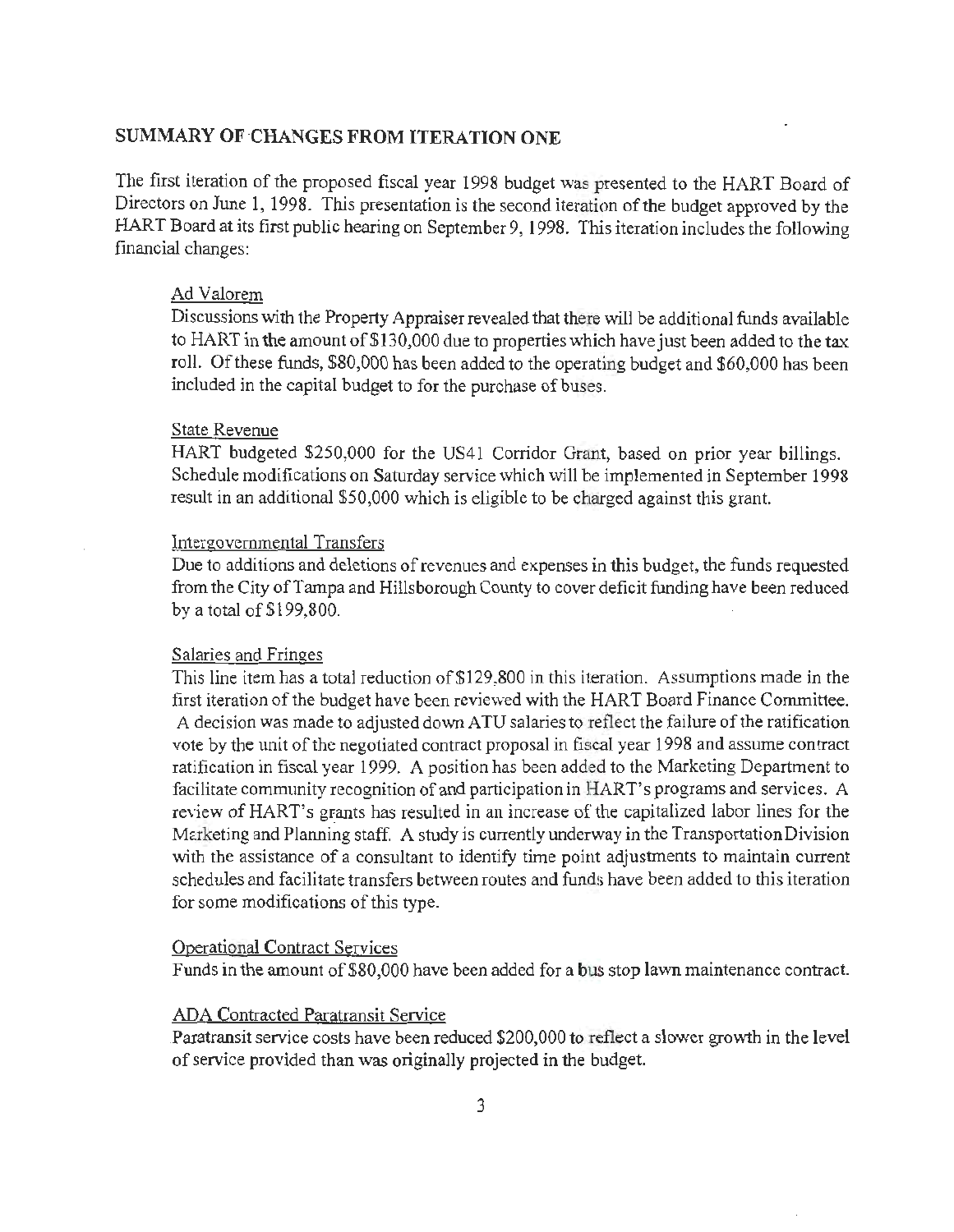## SUMMARY OF CHANGES FROM ITERATION ONE

The first iteration of the proposed fiscal year 1998 budget was presented to the HART Board of Directors on June 1, 1998. This presentation is the second iteration of the budget approved by the HART Board at its first public hearing on September 9, 1998. This iteration includes the following financial changes:

### Ad Valorem

Discussions with the Property Appraiser revealed that there will be additional funds available to HART in the amount of $130,000 due to properties which have just been added to the tax roll. Of these funds, $80,000 has been added to the operating budget and $60,000 has been included in the capital budget to for the purchase of buses.

### State Revenue

HART budgeted $250,000 for the US41 Corridor Grant, based on prior year billings. Schedule modifications on Saturday service which will be implemented in September 1998 result in an additional $50,000 which is eligible to be charged against this grant.

### Intergovernmental Transfers

Due to additions and deletions of revenues and expenses in this budget, the funds requested from the City of Tampa and Hillsborough County to cover deficit funding have been reduced by a total of $199,800.

### Salaries and Fringes

This line item has a total reduction of $129,800 in this iteration. Assumptions made in the first iteration of the budget have been reviewed with the HART Board Finance Committee. A decision was made to adjusted down ATU salaries to reflect the failure of the ratification vote by the unit of the negotiated contract proposal in fiscal year 1998 and assume contract ratification in fiscal year 1999. A position has been added to the Marketing Department to facilitate community recognition of and participation in HART's programs and services. A review of HART's grants has resulted in an increase of the capitalized labor lines for the Marketing and Planning staff. A study is currently underway in the Transportation Division with the assistance of a consultant to identify time point adjustments to maintain current schedules and facilitate transfers between routes and funds have been added to this iteration for some modifications of this type.

### Operational Contract Services

Funds in the amount of $80,000 have been added for a bus stop lawn maintenance contract.

### ADA Contracted Paratransit Service

Paratransit service costs have been reduced $200,000 to reflect a slower growth in the level of service provided than was originally projected in the budget.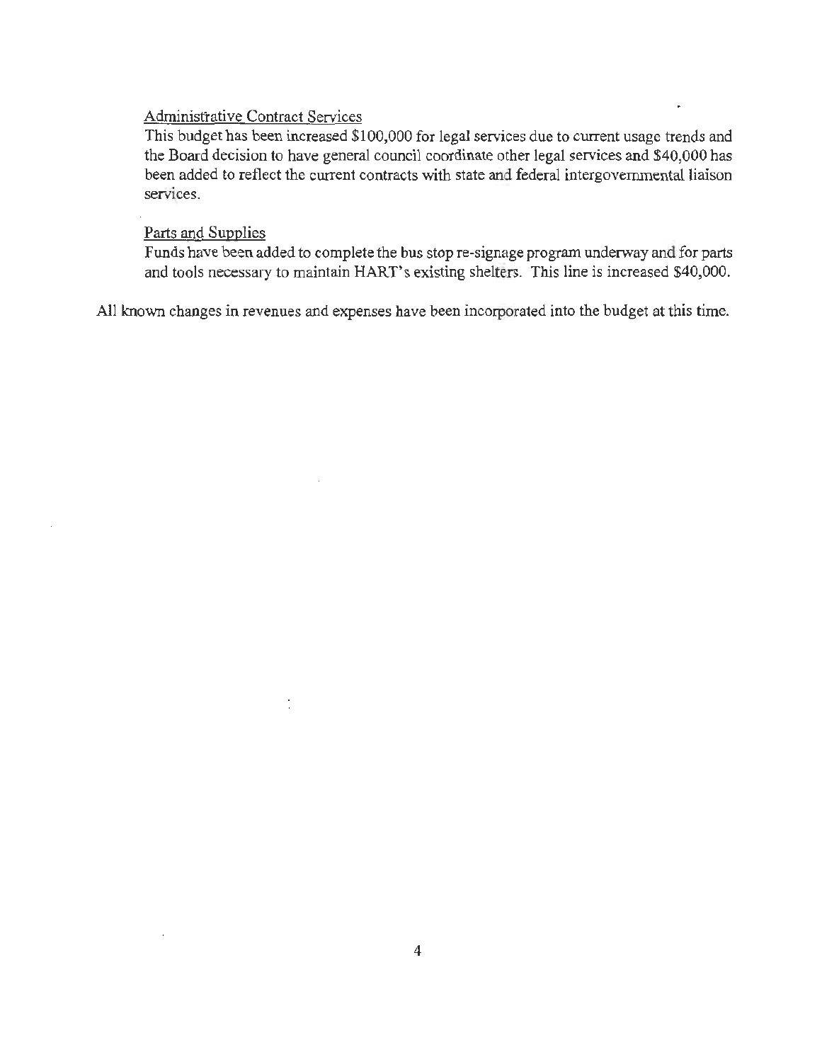<u>Administrative Contract Services</u>

This budget has been increased $100,000 for legal services due to current usage trends and the Board decision to have general council coordinate other legal services and $40,000 has been added to reflect the current contracts with state and federal intergovernmental liaison services.

<u>Parts and Supplies</u>

Funds have been added to complete the bus stop re-signage program underway and for parts and tools necessary to maintain HART's existing shelters. This line is increased $40,000.

All known changes in revenues and expenses have been incorporated into the budget at this time.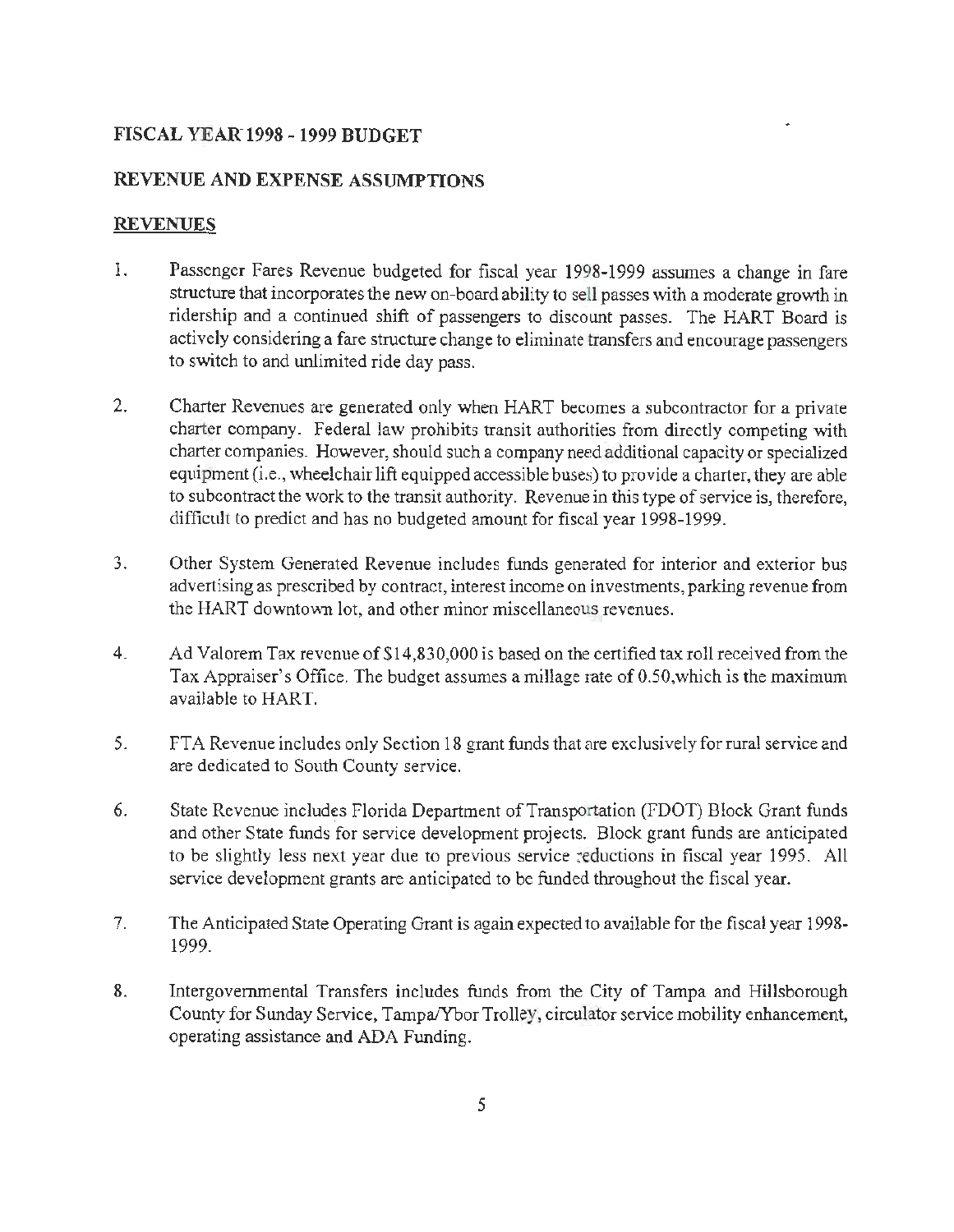## FISCAL YEAR 1998 - 1999 BUDGET

## REVENUE AND EXPENSE ASSUMPTIONS

### REVENUES

1. Passenger Fares Revenue budgeted for fiscal year 1998-1999 assumes a change in fare structure that incorporates the new on-board ability to sell passes with a moderate growth in ridership and a continued shift of passengers to discount passes. The HART Board is actively considering a fare structure change to eliminate transfers and encourage passengers to switch to and unlimited ride day pass.

2. Charter Revenues are generated only when HART becomes a subcontractor for a private charter company. Federal law prohibits transit authorities from directly competing with charter companies. However, should such a company need additional capacity or specialized equipment (i.e., wheelchair lift equipped accessible buses) to provide a charter, they are able to subcontract the work to the transit authority. Revenue in this type of service is, therefore, difficult to predict and has no budgeted amount for fiscal year 1998-1999.

3. Other System Generated Revenue includes funds generated for interior and exterior bus advertising as prescribed by contract, interest income on investments, parking revenue from the HART downtown lot, and other minor miscellaneous revenues.

4. Ad Valorem Tax revenue of $14,830,000 is based on the certified tax roll received from the Tax Appraiser's Office. The budget assumes a millage rate of 0.50,which is the maximum available to HART.

5. FTA Revenue includes only Section 18 grant funds that are exclusively for rural service and are dedicated to South County service.

6. State Revenue includes Florida Department of Transportation (FDOT) Block Grant funds and other State funds for service development projects. Block grant funds are anticipated to be slightly less next year due to previous service reductions in fiscal year 1995. All service development grants are anticipated to be funded throughout the fiscal year.

7. The Anticipated State Operating Grant is again expected to available for the fiscal year 1998-1999.

8. Intergovernmental Transfers includes funds from the City of Tampa and Hillsborough County for Sunday Service, Tampa/Ybor Trolley, circulator service mobility enhancement, operating assistance and ADA Funding.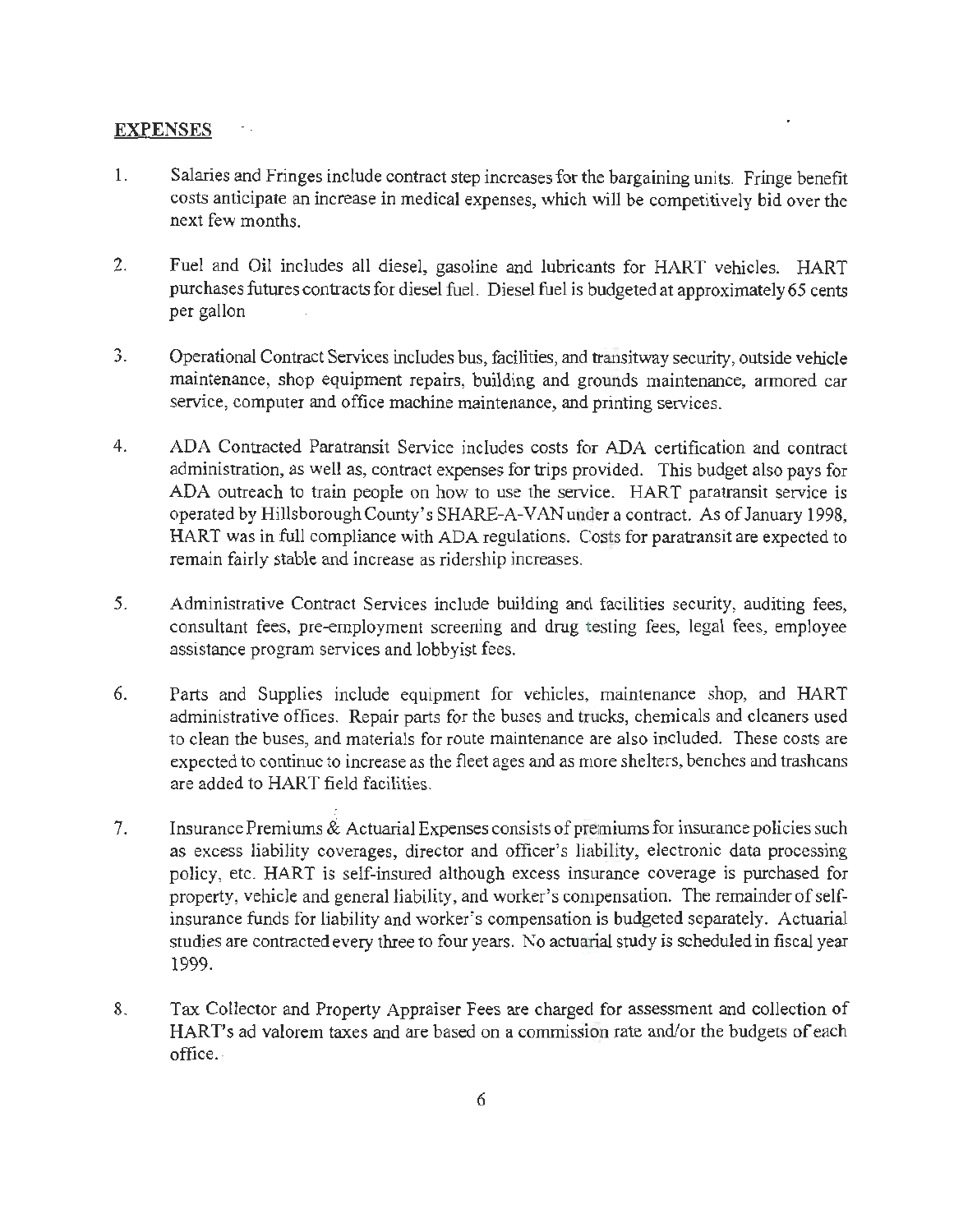**EXPENSES**

1. Salaries and Fringes include contract step increases for the bargaining units. Fringe benefit costs anticipate an increase in medical expenses, which will be competitively bid over the next few months.

2. Fuel and Oil includes all diesel, gasoline and lubricants for HART vehicles. HART purchases futures contracts for diesel fuel. Diesel fuel is budgeted at approximately 65 cents per gallon

3. Operational Contract Services includes bus, facilities, and transitway security, outside vehicle maintenance, shop equipment repairs, building and grounds maintenance, armored car service, computer and office machine maintenance, and printing services.

4. ADA Contracted Paratransit Service includes costs for ADA certification and contract administration, as well as, contract expenses for trips provided. This budget also pays for ADA outreach to train people on how to use the service. HART paratransit service is operated by Hillsborough County's SHARE-A-VAN under a contract. As of January 1998, HART was in full compliance with ADA regulations. Costs for paratransit are expected to remain fairly stable and increase as ridership increases.

5. Administrative Contract Services include building and facilities security, auditing fees, consultant fees, pre-employment screening and drug testing fees, legal fees, employee assistance program services and lobbyist fees.

6. Parts and Supplies include equipment for vehicles, maintenance shop, and HART administrative offices. Repair parts for the buses and trucks, chemicals and cleaners used to clean the buses, and materials for route maintenance are also included. These costs are expected to continue to increase as the fleet ages and as more shelters, benches and trashcans are added to HART field facilities.

7. Insurance Premiums & Actuarial Expenses consists of premiums for insurance policies such as excess liability coverages, director and officer's liability, electronic data processing policy, etc. HART is self-insured although excess insurance coverage is purchased for property, vehicle and general liability, and worker's compensation. The remainder of self-insurance funds for liability and worker's compensation is budgeted separately. Actuarial studies are contracted every three to four years. No actuarial study is scheduled in fiscal year 1999.

8. Tax Collector and Property Appraiser Fees are charged for assessment and collection of HART's ad valorem taxes and are based on a commission rate and/or the budgets of each office.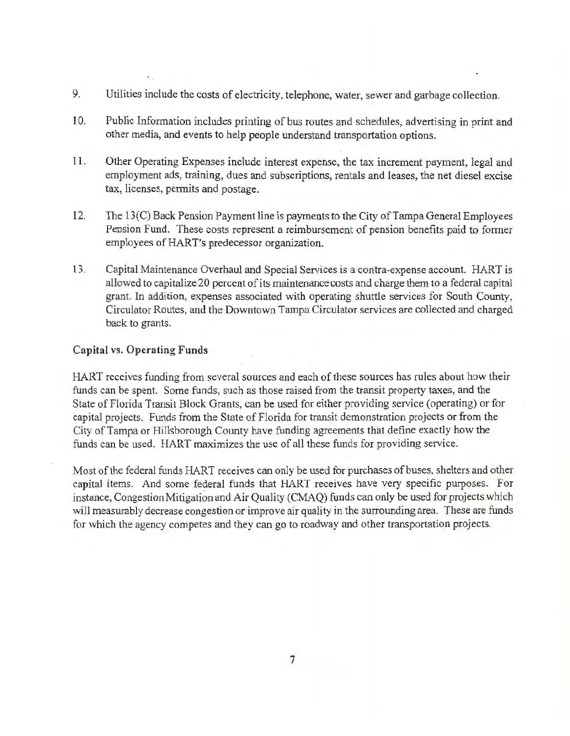9. Utilities include the costs of electricity, telephone, water, sewer and garbage collection.

10. Public Information includes printing of bus routes and schedules, advertising in print and other media, and events to help people understand transportation options.

11. Other Operating Expenses include interest expense, the tax increment payment, legal and employment ads, training, dues and subscriptions, rentals and leases, the net diesel excise tax, licenses, permits and postage.

12. The 13(C) Back Pension Payment line is payments to the City of Tampa General Employees Pension Fund. These costs represent a reimbursement of pension benefits paid to former employees of HART's predecessor organization.

13. Capital Maintenance Overhaul and Special Services is a contra-expense account. HART is allowed to capitalize 20 percent of its maintenance costs and charge them to a federal capital grant. In addition, expenses associated with operating shuttle services for South County, Circulator Routes, and the Downtown Tampa Circulator services are collected and charged back to grants.

**Capital vs. Operating Funds**

HART receives funding from several sources and each of these sources has rules about how their funds can be spent. Some funds, such as those raised from the transit property taxes, and the State of Florida Transit Block Grants, can be used for either providing service (operating) or for capital projects. Funds from the State of Florida for transit demonstration projects or from the City of Tampa or Hillsborough County have funding agreements that define exactly how the funds can be used. HART maximizes the use of all these funds for providing service.

Most of the federal funds HART receives can only be used for purchases of buses, shelters and other capital items. And some federal funds that HART receives have very specific purposes. For instance, Congestion Mitigation and Air Quality (CMAQ) funds can only be used for projects which will measurably decrease congestion or improve air quality in the surrounding area. These are funds for which the agency competes and they can go to roadway and other transportation projects.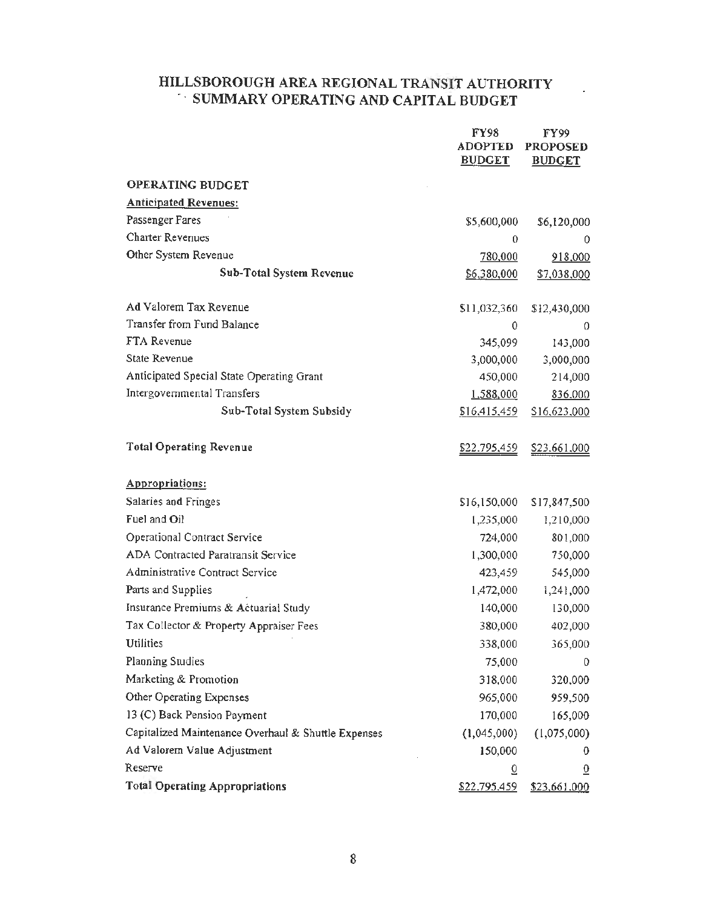# HILLSBOROUGH AREA REGIONAL TRANSIT AUTHORITY
## SUMMARY OPERATING AND CAPITAL BUDGET

| | FY98 ADOPTED BUDGET | FY99 PROPOSED BUDGET |
|---|---|---|
| **OPERATING BUDGET** | | |
| **Anticipated Revenues:** | | |
| Passenger Fares | $5,600,000 | $6,120,000 |
| Charter Revenues | 0 | 0 |
| Other System Revenue | 780,000 | 918,000 |
| **Sub-Total System Revenue** | $6,380,000 | $7,038,000 |
| | | |
| Ad Valorem Tax Revenue | $11,032,360 | $12,430,000 |
| Transfer from Fund Balance | 0 | 0 |
| FTA Revenue | 345,099 | 143,000 |
| State Revenue | 3,000,000 | 3,000,000 |
| Anticipated Special State Operating Grant | 450,000 | 214,000 |
| Intergovernmental Transfers | 1,588,000 | 836,000 |
| Sub-Total System Subsidy | $16,415,459 | $16,623,000 |
| | | |
| **Total Operating Revenue** | $22,795,459 | $23,661,000 |
| | | |
| **Appropriations:** | | |
| Salaries and Fringes | $16,150,000 | $17,847,500 |
| Fuel and Oil | 1,235,000 | 1,210,000 |
| Operational Contract Service | 724,000 | 801,000 |
| ADA Contracted Paratransit Service | 1,300,000 | 750,000 |
| Administrative Contract Service | 423,459 | 545,000 |
| Parts and Supplies | 1,472,000 | 1,241,000 |
| Insurance Premiums & Actuarial Study | 140,000 | 130,000 |
| Tax Collector & Property Appraiser Fees | 380,000 | 402,000 |
| Utilities | 338,000 | 365,000 |
| Planning Studies | 75,000 | 0 |
| Marketing & Promotion | 318,000 | 320,000 |
| Other Operating Expenses | 965,000 | 959,500 |
| 13 (C) Back Pension Payment | 170,000 | 165,000 |
| Capitalized Maintenance Overhaul & Shuttle Expenses | (1,045,000) | (1,075,000) |
| Ad Valorem Value Adjustment | 150,000 | 0 |
| Reserve | 0 | 0 |
| **Total Operating Appropriations** | $22,795,459 | $23,661,000 |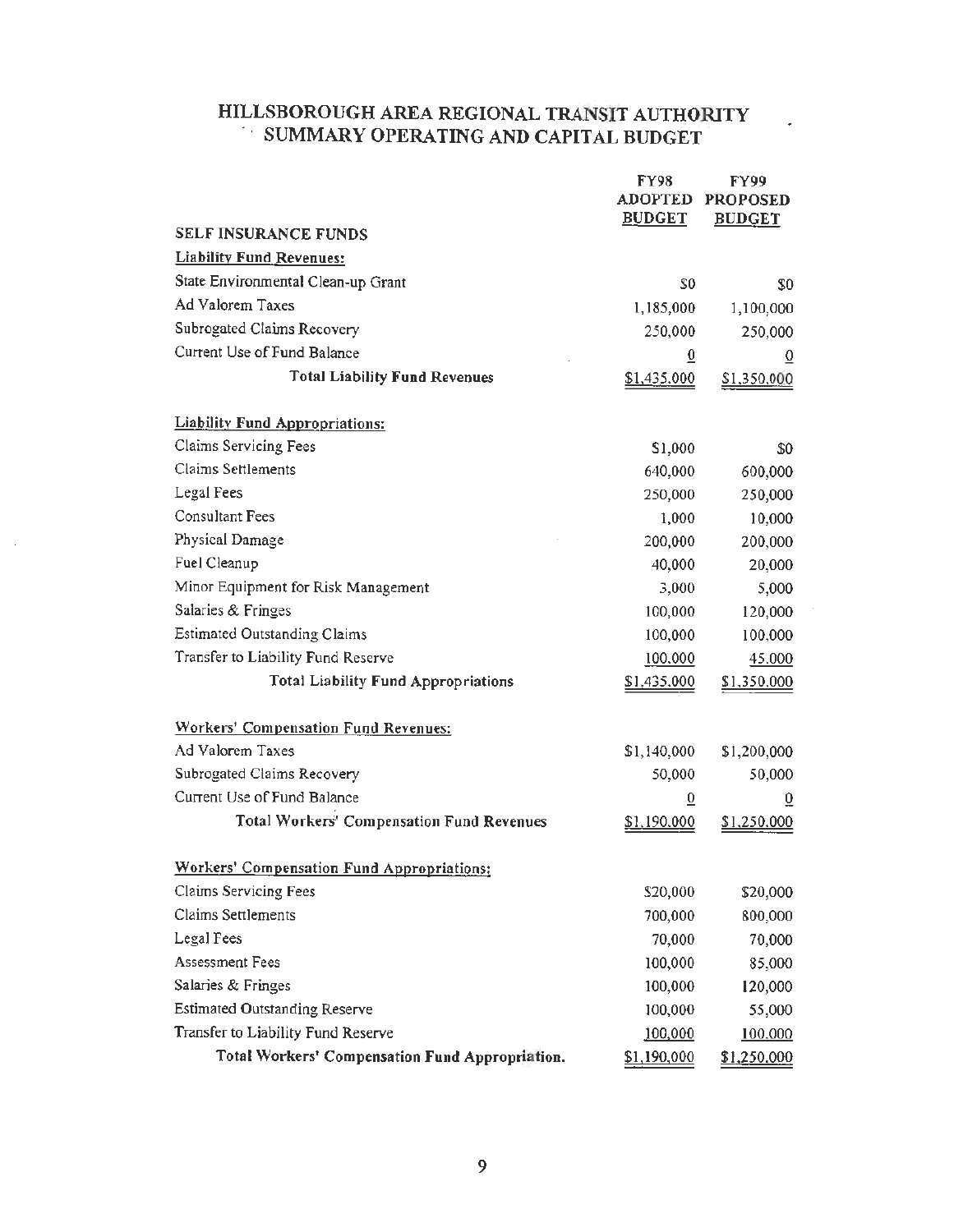# HILLSBOROUGH AREA REGIONAL TRANSIT AUTHORITY
## SUMMARY OPERATING AND CAPITAL BUDGET

| | FY98 ADOPTED BUDGET | FY99 PROPOSED BUDGET |
|---|---|---|
| **SELF INSURANCE FUNDS** | | |
| **Liability Fund Revenues:** | | |
| State Environmental Clean-up Grant | $0 | $0 |
| Ad Valorem Taxes | 1,185,000 | 1,100,000 |
| Subrogated Claims Recovery | 250,000 | 250,000 |
| Current Use of Fund Balance | 0 | 0 |
| **Total Liability Fund Revenues** | $1,435,000 | $1,350,000 |
| **Liability Fund Appropriations:** | | |
| Claims Servicing Fees | $1,000 | $0 |
| Claims Settlements | 640,000 | 600,000 |
| Legal Fees | 250,000 | 250,000 |
| Consultant Fees | 1,000 | 10,000 |
| Physical Damage | 200,000 | 200,000 |
| Fuel Cleanup | 40,000 | 20,000 |
| Minor Equipment for Risk Management | 3,000 | 5,000 |
| Salaries & Fringes | 100,000 | 120,000 |
| Estimated Outstanding Claims | 100,000 | 100,000 |
| Transfer to Liability Fund Reserve | 100,000 | 45,000 |
| **Total Liability Fund Appropriations** | $1,435,000 | $1,350,000 |
| **Workers' Compensation Fund Revenues:** | | |
| Ad Valorem Taxes | $1,140,000 | $1,200,000 |
| Subrogated Claims Recovery | 50,000 | 50,000 |
| Current Use of Fund Balance | 0 | 0 |
| **Total Workers' Compensation Fund Revenues** | $1,190,000 | $1,250,000 |
| **Workers' Compensation Fund Appropriations:** | | |
| Claims Servicing Fees | $20,000 | $20,000 |
| Claims Settlements | 700,000 | 800,000 |
| Legal Fees | 70,000 | 70,000 |
| Assessment Fees | 100,000 | 85,000 |
| Salaries & Fringes | 100,000 | 120,000 |
| Estimated Outstanding Reserve | 100,000 | 55,000 |
| Transfer to Liability Fund Reserve | 100,000 | 100,000 |
| **Total Workers' Compensation Fund Appropriation.** | $1,190,000 | $1,250,000 |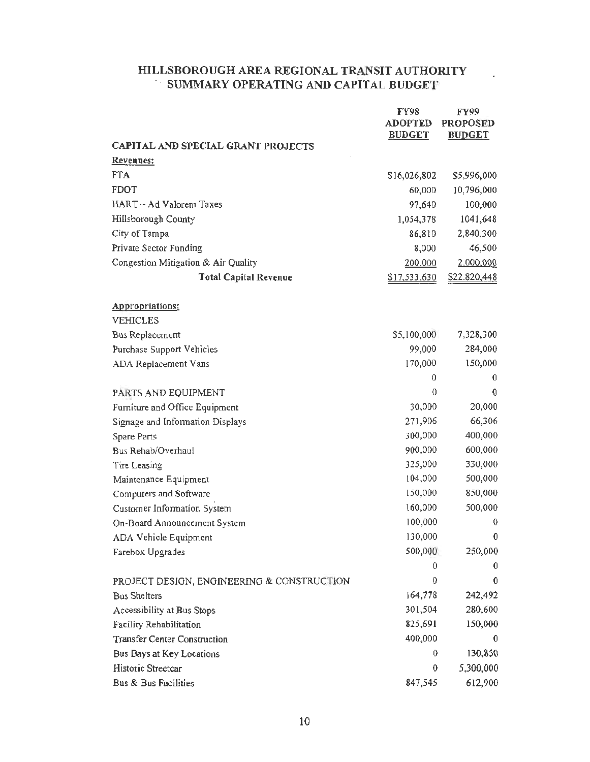# HILLSBOROUGH AREA REGIONAL TRANSIT AUTHORITY
## SUMMARY OPERATING AND CAPITAL BUDGET

| | FY98 ADOPTED BUDGET | FY99 PROPOSED BUDGET |
|---|---|---|
| **CAPITAL AND SPECIAL GRANT PROJECTS** | | |
| **Revenues:** | | |
| FTA | $16,026,802 | $5,996,000 |
| FDOT | 60,000 | 10,796,000 |
| HART – Ad Valorem Taxes | 97,640 | 100,000 |
| Hillsborough County | 1,054,378 | 1041,648 |
| City of Tampa | 86,810 | 2,840,300 |
| Private Sector Funding | 8,000 | 46,500 |
| Congestion Mitigation & Air Quality | 200,000 | 2,000,000 |
| **Total Capital Revenue** | $17,533,630 | $22,820,448 |
| | | |
| **Appropriations:** | | |
| VEHICLES | | |
| Bus Replacement | $5,100,000 | 7,328,300 |
| Purchase Support Vehicles | 99,000 | 284,000 |
| ADA Replacement Vans | 170,000 | 150,000 |
| | 0 | 0 |
| PARTS AND EQUIPMENT | 0 | 0 |
| Furniture and Office Equipment | 30,000 | 20,000 |
| Signage and Information Displays | 271,906 | 66,306 |
| Spare Parts | 300,000 | 400,000 |
| Bus Rehab/Overhaul | 900,000 | 600,000 |
| Tire Leasing | 325,000 | 330,000 |
| Maintenance Equipment | 104,000 | 500,000 |
| Computers and Software | 150,000 | 850,000 |
| Customer Information System | 160,000 | 500,000 |
| On-Board Announcement System | 100,000 | 0 |
| ADA Vehicle Equipment | 130,000 | 0 |
| Farebox Upgrades | 500,000 | 250,000 |
| | 0 | 0 |
| PROJECT DESIGN, ENGINEERING & CONSTRUCTION | 0 | 0 |
| Bus Shelters | 164,778 | 242,492 |
| Accessibility at Bus Stops | 301,504 | 280,600 |
| Facility Rehabilitation | 825,691 | 150,000 |
| Transfer Center Construction | 400,000 | 0 |
| Bus Bays at Key Locations | 0 | 130,850 |
| Historic Streetcar | 0 | 5,300,000 |
| Bus & Bus Facilities | 847,545 | 612,900 |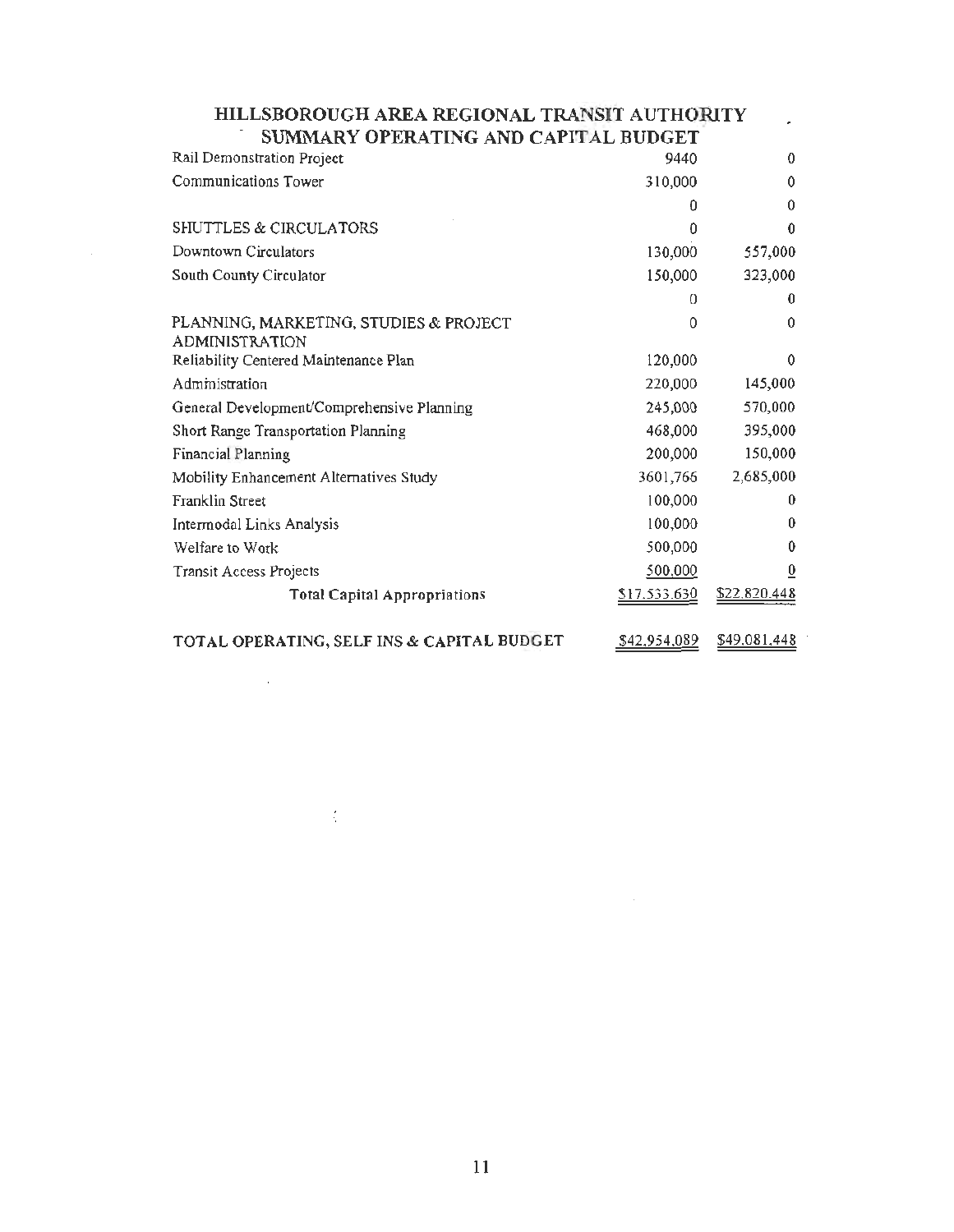# HILLSBOROUGH AREA REGIONAL TRANSIT AUTHORITY
## SUMMARY OPERATING AND CAPITAL BUDGET

| | | |
|---|---|---|
| Rail Demonstration Project | 9440 | 0 |
| Communications Tower | 310,000 | 0 |
| | 0 | 0 |
| SHUTTLES & CIRCULATORS | 0 | 0 |
| Downtown Circulators | 130,000 | 557,000 |
| South County Circulator | 150,000 | 323,000 |
| | 0 | 0 |
| PLANNING, MARKETING, STUDIES & PROJECT ADMINISTRATION | 0 | 0 |
| Reliability Centered Maintenance Plan | 120,000 | 0 |
| Administration | 220,000 | 145,000 |
| General Development/Comprehensive Planning | 245,000 | 570,000 |
| Short Range Transportation Planning | 468,000 | 395,000 |
| Financial Planning | 200,000 | 150,000 |
| Mobility Enhancement Alternatives Study | 3601,766 | 2,685,000 |
| Franklin Street | 100,000 | 0 |
| Intermodal Links Analysis | 100,000 | 0 |
| Welfare to Work | 500,000 | 0 |
| Transit Access Projects | 500,000 | 0 |
| **Total Capital Appropriations** | $17,533,630 | $22,820,448 |
| | | |
| **TOTAL OPERATING, SELF INS & CAPITAL BUDGET** | $42,954,089 | $49,081,448 |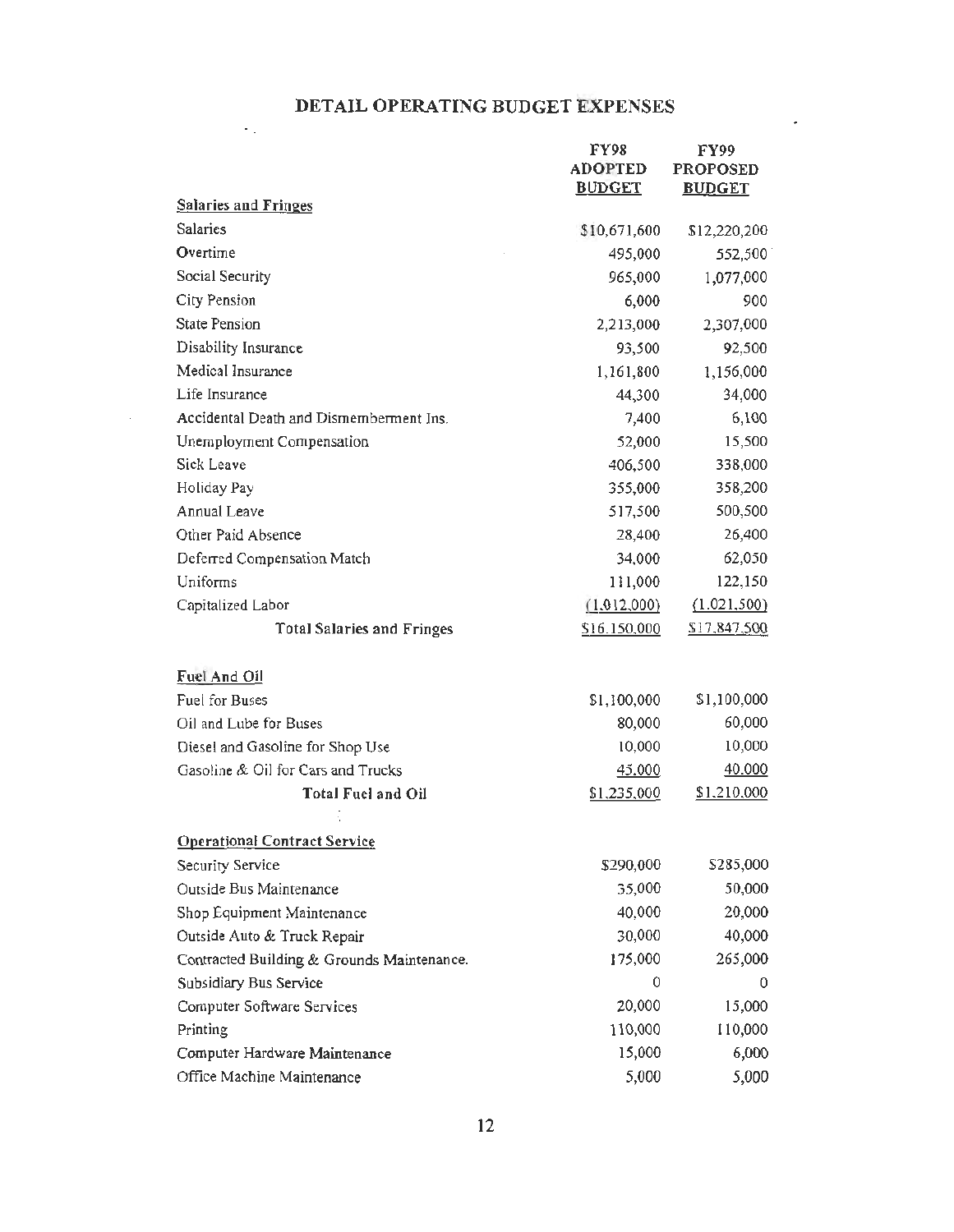# DETAIL OPERATING BUDGET EXPENSES

| | FY98 ADOPTED BUDGET | FY99 PROPOSED BUDGET |
|---|---|---|
| **Salaries and Fringes** | | |
| Salaries | $10,671,600 | $12,220,200 |
| Overtime | 495,000 | 552,500 |
| Social Security | 965,000 | 1,077,000 |
| City Pension | 6,000 | 900 |
| State Pension | 2,213,000 | 2,307,000 |
| Disability Insurance | 93,500 | 92,500 |
| Medical Insurance | 1,161,800 | 1,156,000 |
| Life Insurance | 44,300 | 34,000 |
| Accidental Death and Dismemberment Ins. | 7,400 | 6,100 |
| Unemployment Compensation | 52,000 | 15,500 |
| Sick Leave | 406,500 | 338,000 |
| Holiday Pay | 355,000 | 358,200 |
| Annual Leave | 517,500 | 500,500 |
| Other Paid Absence | 28,400 | 26,400 |
| Deferred Compensation Match | 34,000 | 62,050 |
| Uniforms | 111,000 | 122,150 |
| Capitalized Labor | (1,012,000) | (1,021,500) |
| **Total Salaries and Fringes** | $16,150,000 | $17,847,500 |
| **Fuel And Oil** | | |
| Fuel for Buses | $1,100,000 | $1,100,000 |
| Oil and Lube for Buses | 80,000 | 60,000 |
| Diesel and Gasoline for Shop Use | 10,000 | 10,000 |
| Gasoline & Oil for Cars and Trucks | 45,000 | 40,000 |
| **Total Fuel and Oil** | $1,235,000 | $1,210,000 |
| **Operational Contract Service** | | |
| Security Service | $290,000 | $285,000 |
| Outside Bus Maintenance | 35,000 | 50,000 |
| Shop Equipment Maintenance | 40,000 | 20,000 |
| Outside Auto & Truck Repair | 30,000 | 40,000 |
| Contracted Building & Grounds Maintenance. | 175,000 | 265,000 |
| Subsidiary Bus Service | 0 | 0 |
| Computer Software Services | 20,000 | 15,000 |
| Printing | 110,000 | 110,000 |
| Computer Hardware Maintenance | 15,000 | 6,000 |
| Office Machine Maintenance | 5,000 | 5,000 |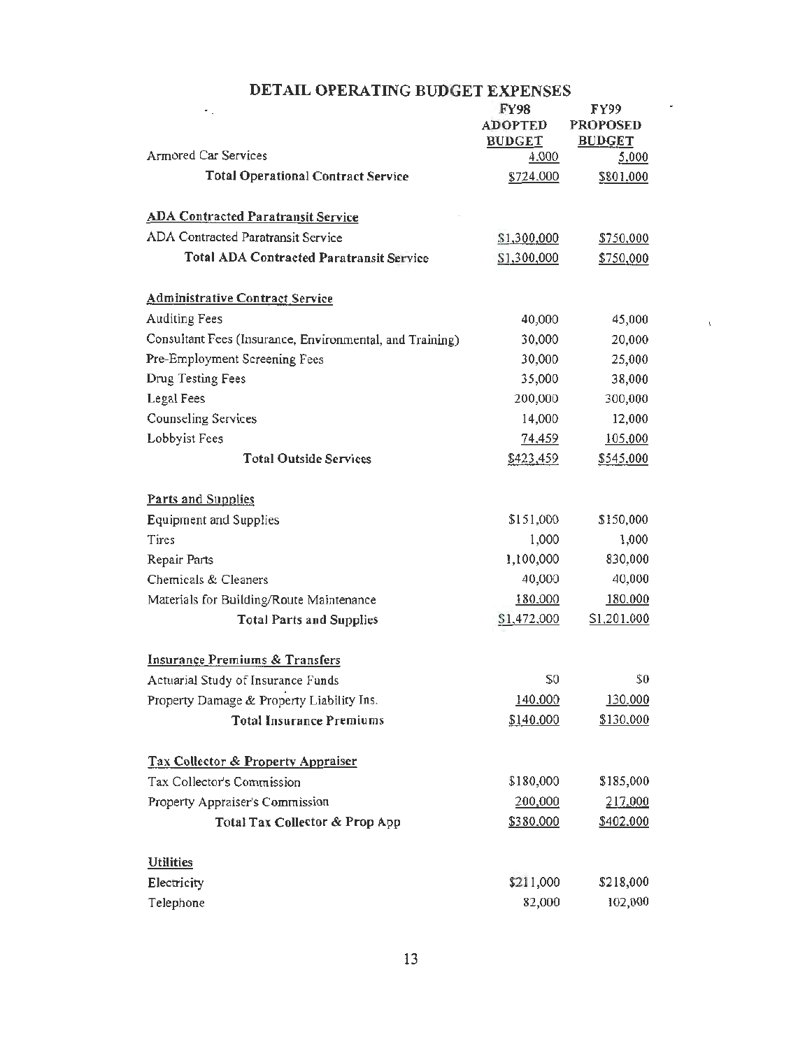# DETAIL OPERATING BUDGET EXPENSES

| | FY98 ADOPTED BUDGET | FY99 PROPOSED BUDGET |
|---|---|---|
| Armored Car Services | 4,000 | 5,000 |
| **Total Operational Contract Service** | $724,000 | $801,000 |
| | | |
| **ADA Contracted Paratransit Service** | | |
| ADA Contracted Paratransit Service | $1,300,000 | $750,000 |
| **Total ADA Contracted Paratransit Service** | $1,300,000 | $750,000 |
| | | |
| **Administrative Contract Service** | | |
| Auditing Fees | 40,000 | 45,000 |
| Consultant Fees (Insurance, Environmental, and Training) | 30,000 | 20,000 |
| Pre-Employment Screening Fees | 30,000 | 25,000 |
| Drug Testing Fees | 35,000 | 38,000 |
| Legal Fees | 200,000 | 300,000 |
| Counseling Services | 14,000 | 12,000 |
| Lobbyist Fees | 74,459 | 105,000 |
| **Total Outside Services** | $423,459 | $545,000 |
| | | |
| **Parts and Supplies** | | |
| Equipment and Supplies | $151,000 | $150,000 |
| Tires | 1,000 | 1,000 |
| Repair Parts | 1,100,000 | 830,000 |
| Chemicals & Cleaners | 40,000 | 40,000 |
| Materials for Building/Route Maintenance | 180,000 | 180,000 |
| **Total Parts and Supplies** | $1,472,000 | $1,201,000 |
| | | |
| **Insurance Premiums & Transfers** | | |
| Actuarial Study of Insurance Funds | $0 | $0 |
| Property Damage & Property Liability Ins. | 140,000 | 130,000 |
| **Total Insurance Premiums** | $140,000 | $130,000 |
| | | |
| **Tax Collector & Property Appraiser** | | |
| Tax Collector's Commission | $180,000 | $185,000 |
| Property Appraiser's Commission | 200,000 | 217,000 |
| **Total Tax Collector & Prop App** | $380,000 | $402,000 |
| | | |
| **Utilities** | | |
| Electricity | $211,000 | $218,000 |
| Telephone | 82,000 | 102,000 |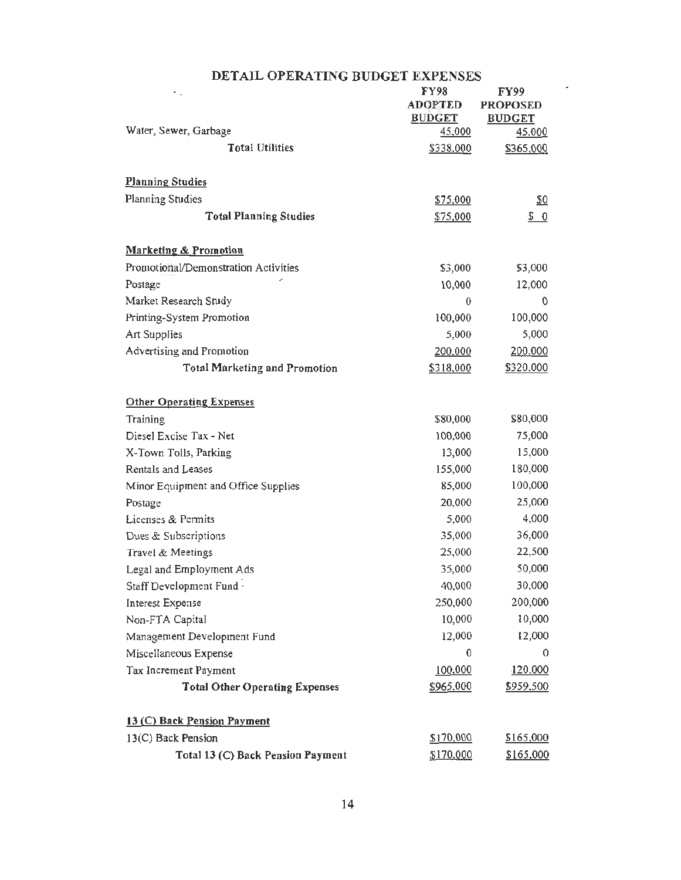# DETAIL OPERATING BUDGET EXPENSES

| | FY98 ADOPTED BUDGET | FY99 PROPOSED BUDGET |
|---|---|---|
| Water, Sewer, Garbage | 45,000 | 45,000 |
| **Total Utilities** | $338,000 | $365,000 |
| | | |
| **Planning Studies** | | |
| Planning Studies | $75,000 | $0 |
| **Total Planning Studies** | $75,000 | $ 0 |
| | | |
| **Marketing & Promotion** | | |
| Promotional/Demonstration Activities | $3,000 | $3,000 |
| Postage | 10,000 | 12,000 |
| Market Research Study | 0 | 0 |
| Printing-System Promotion | 100,000 | 100,000 |
| Art Supplies | 5,000 | 5,000 |
| Advertising and Promotion | 200,000 | 200,000 |
| **Total Marketing and Promotion** | $318,000 | $320,000 |
| | | |
| **Other Operating Expenses** | | |
| Training | $80,000 | $80,000 |
| Diesel Excise Tax - Net | 100,000 | 75,000 |
| X-Town Tolls, Parking | 13,000 | 15,000 |
| Rentals and Leases | 155,000 | 180,000 |
| Minor Equipment and Office Supplies | 85,000 | 100,000 |
| Postage | 20,000 | 25,000 |
| Licenses & Permits | 5,000 | 4,000 |
| Dues & Subscriptions | 35,000 | 36,000 |
| Travel & Meetings | 25,000 | 22,500 |
| Legal and Employment Ads | 35,000 | 50,000 |
| Staff Development Fund | 40,000 | 30,000 |
| Interest Expense | 250,000 | 200,000 |
| Non-FTA Capital | 10,000 | 10,000 |
| Management Development Fund | 12,000 | 12,000 |
| Miscellaneous Expense | 0 | 0 |
| Tax Increment Payment | 100,000 | 120,000 |
| **Total Other Operating Expenses** | $965,000 | $959,500 |
| | | |
| **13 (C) Back Pension Payment** | | |
| 13(C) Back Pension | $170,000 | $165,000 |
| **Total 13 (C) Back Pension Payment** | $170,000 | $165,000 |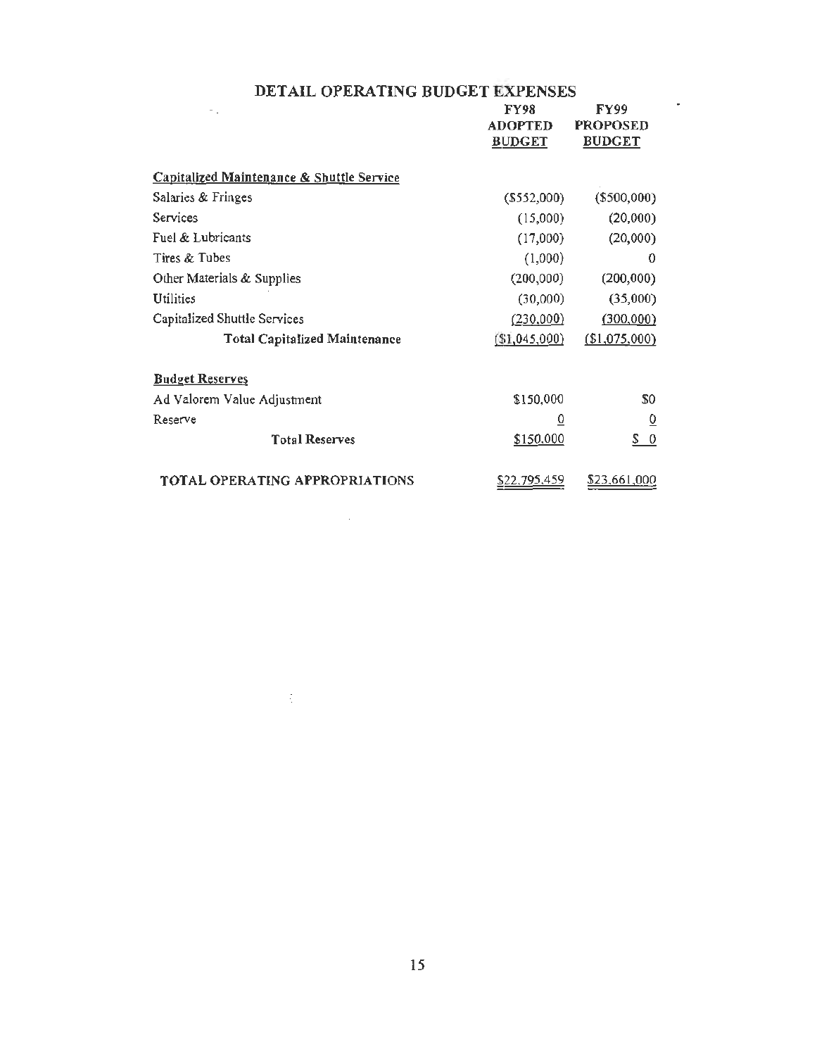# DETAIL OPERATING BUDGET EXPENSES

| | FY98 ADOPTED BUDGET | FY99 PROPOSED BUDGET |
|---|---|---|
| **Capitalized Maintenance & Shuttle Service** | | |
| Salaries & Fringes | ($552,000) | ($500,000) |
| Services | (15,000) | (20,000) |
| Fuel & Lubricants | (17,000) | (20,000) |
| Tires & Tubes | (1,000) | 0 |
| Other Materials & Supplies | (200,000) | (200,000) |
| Utilities | (30,000) | (35,000) |
| Capitalized Shuttle Services | (230,000) | (300,000) |
| **Total Capitalized Maintenance** | ($1,045,000) | ($1,075,000) |
| **Budget Reserves** | | |
| Ad Valorem Value Adjustment | $150,000 | $0 |
| Reserve | 0 | 0 |
| **Total Reserves** | $150,000 | $ 0 |
| **TOTAL OPERATING APPROPRIATIONS** | $22,795,459 | $23,661,000 |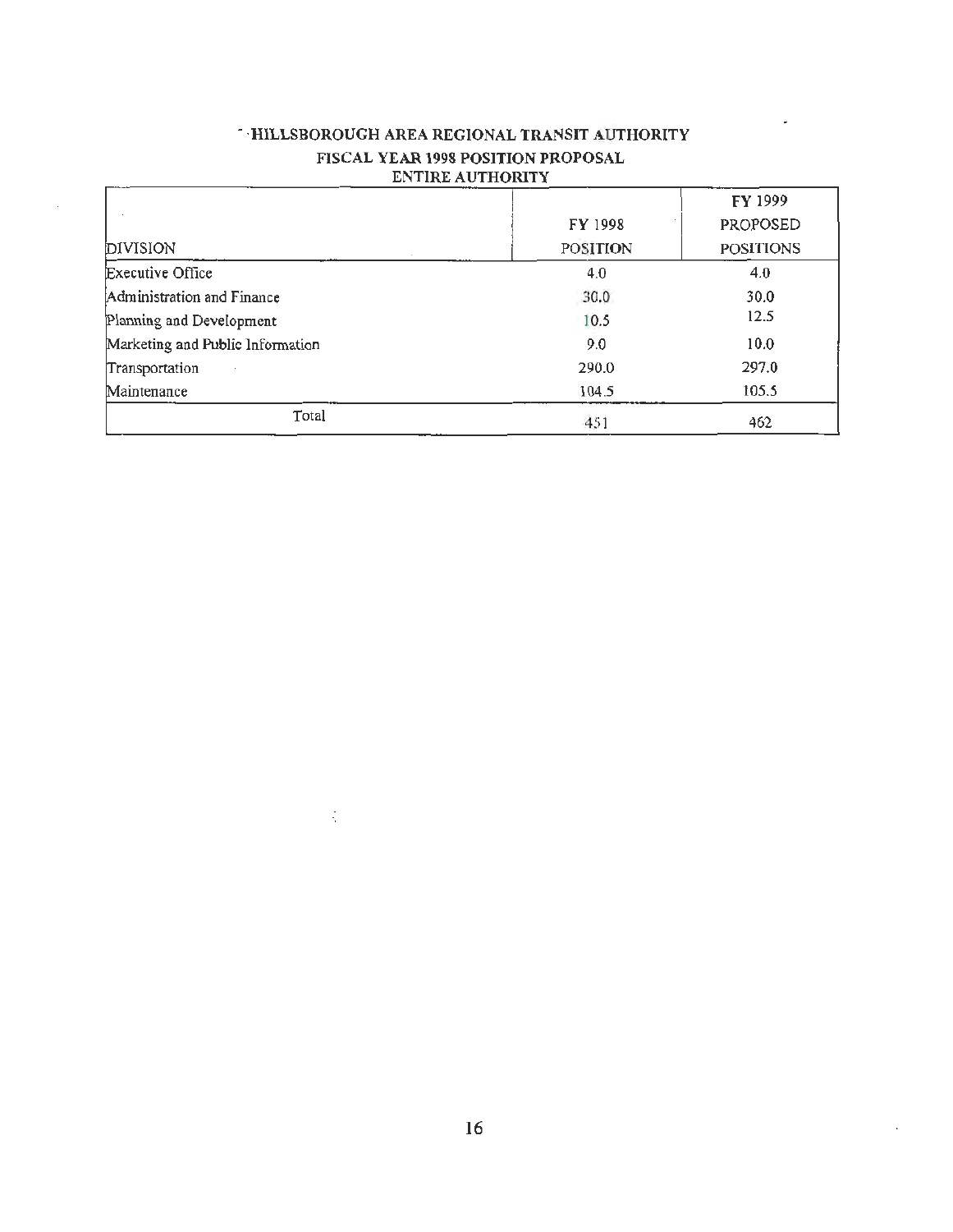# HILLSBOROUGH AREA REGIONAL TRANSIT AUTHORITY

## FISCAL YEAR 1998 POSITION PROPOSAL

### ENTIRE AUTHORITY

| DIVISION | FY 1998 POSITION | FY 1999 PROPOSED POSITIONS |
|---|---|---|
| Executive Office | 4.0 | 4.0 |
| Administration and Finance | 30.0 | 30.0 |
| Planning and Development | 10.5 | 12.5 |
| Marketing and Public Information | 9.0 | 10.0 |
| Transportation | 290.0 | 297.0 |
| Maintenance | 104.5 | 105.5 |
| Total | 451 | 462 |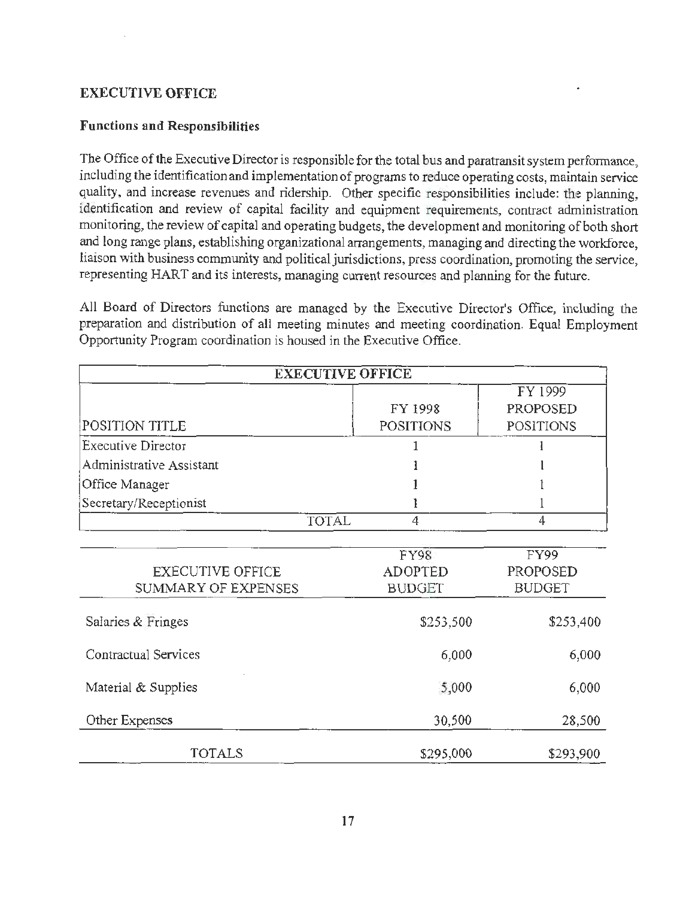## EXECUTIVE OFFICE

### Functions and Responsibilities

The Office of the Executive Director is responsible for the total bus and paratransit system performance, including the identification and implementation of programs to reduce operating costs, maintain service quality, and increase revenues and ridership. Other specific responsibilities include: the planning, identification and review of capital facility and equipment requirements, contract administration monitoring, the review of capital and operating budgets, the development and monitoring of both short and long range plans, establishing organizational arrangements, managing and directing the workforce, liaison with business community and political jurisdictions, press coordination, promoting the service, representing HART and its interests, managing current resources and planning for the future.

All Board of Directors functions are managed by the Executive Director's Office, including the preparation and distribution of all meeting minutes and meeting coordination. Equal Employment Opportunity Program coordination is housed in the Executive Office.

| EXECUTIVE OFFICE | | |
|---|---|---|
| POSITION TITLE | FY 1998 POSITIONS | FY 1999 PROPOSED POSITIONS |
| Executive Director | 1 | 1 |
| Administrative Assistant | 1 | 1 |
| Office Manager | 1 | 1 |
| Secretary/Receptionist | 1 | 1 |
| TOTAL | 4 | 4 |

| EXECUTIVE OFFICE SUMMARY OF EXPENSES | FY98 ADOPTED BUDGET | FY99 PROPOSED BUDGET |
|---|---|---|
| Salaries & Fringes | $253,500 | $253,400 |
| Contractual Services | 6,000 | 6,000 |
| Material & Supplies | 5,000 | 6,000 |
| Other Expenses | 30,500 | 28,500 |
| TOTALS | $295,000 | $293,900 |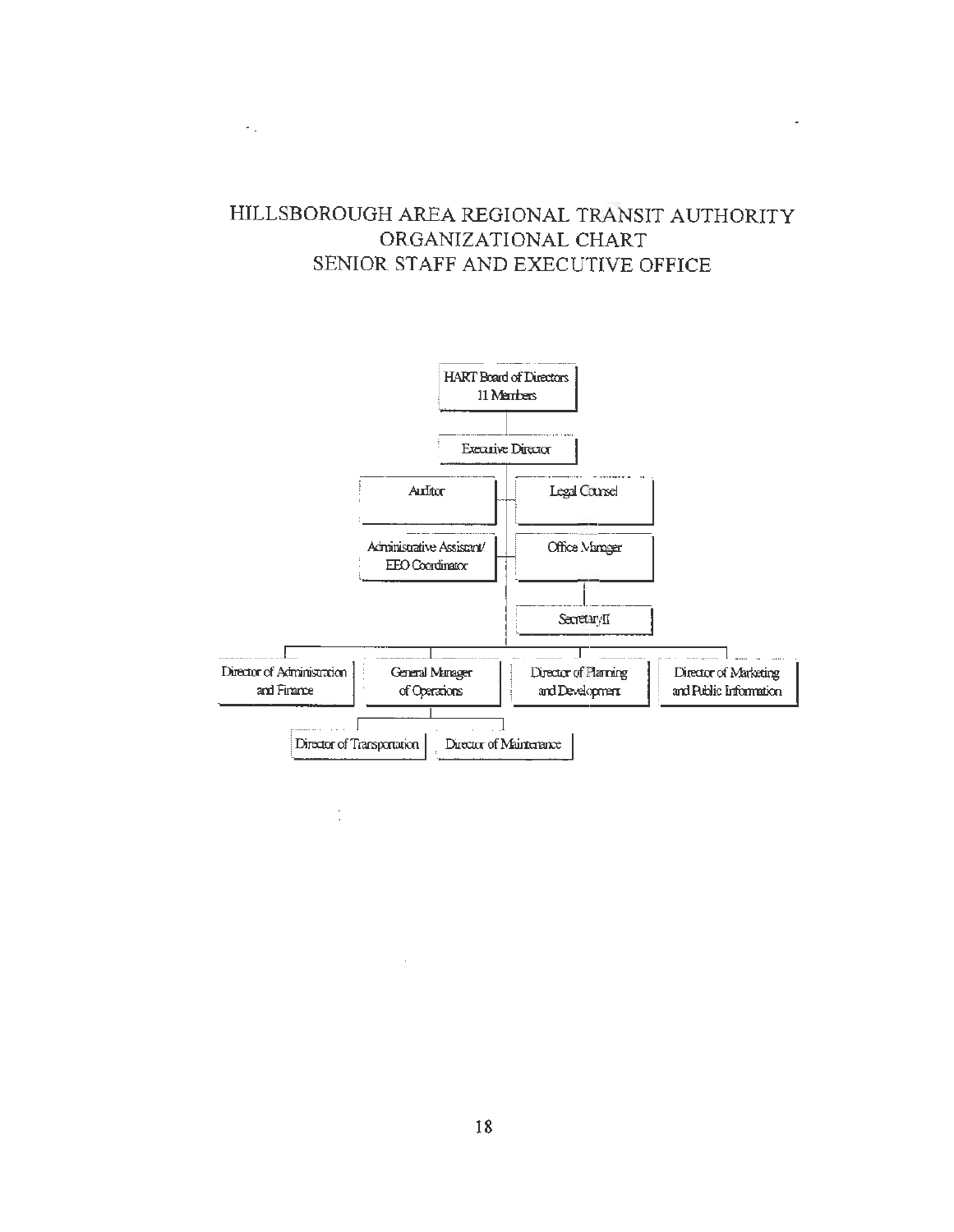# HILLSBOROUGH AREA REGIONAL TRANSIT AUTHORITY
## ORGANIZATIONAL CHART
## SENIOR STAFF AND EXECUTIVE OFFICE

- HART Board of Directors 11 Members
  - Executive Director
    - Auditor
    - Legal Counsel
    - Administrative Assistant/ EEO Coordinator
    - Office Manager
      - Secretary/II
    - Director of Administration and Finance
    - General Manager of Operations
      - Director of Transportation
      - Director of Maintenance
    - Director of Planning and Development
    - Director of Marketing and Public Information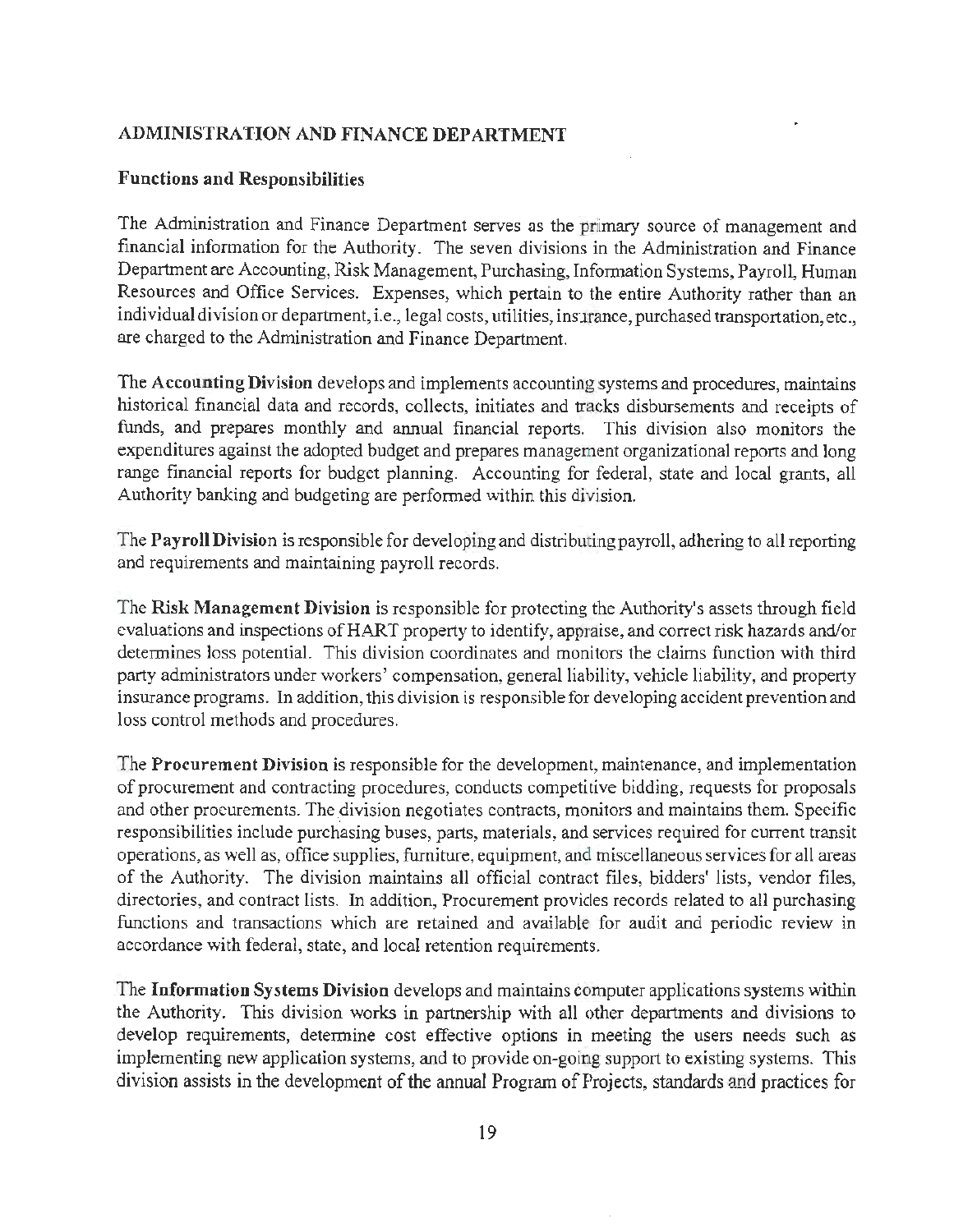## ADMINISTRATION AND FINANCE DEPARTMENT

### Functions and Responsibilities

The Administration and Finance Department serves as the primary source of management and financial information for the Authority. The seven divisions in the Administration and Finance Department are Accounting, Risk Management, Purchasing, Information Systems, Payroll, Human Resources and Office Services. Expenses, which pertain to the entire Authority rather than an individual division or department, i.e., legal costs, utilities, insurance, purchased transportation, etc., are charged to the Administration and Finance Department.

The **Accounting Division** develops and implements accounting systems and procedures, maintains historical financial data and records, collects, initiates and tracks disbursements and receipts of funds, and prepares monthly and annual financial reports. This division also monitors the expenditures against the adopted budget and prepares management organizational reports and long range financial reports for budget planning. Accounting for federal, state and local grants, all Authority banking and budgeting are performed within this division.

The **Payroll Division** is responsible for developing and distributing payroll, adhering to all reporting and requirements and maintaining payroll records.

The **Risk Management Division** is responsible for protecting the Authority's assets through field evaluations and inspections of HART property to identify, appraise, and correct risk hazards and/or determines loss potential. This division coordinates and monitors the claims function with third party administrators under workers' compensation, general liability, vehicle liability, and property insurance programs. In addition, this division is responsible for developing accident prevention and loss control methods and procedures.

The **Procurement Division** is responsible for the development, maintenance, and implementation of procurement and contracting procedures, conducts competitive bidding, requests for proposals and other procurements. The division negotiates contracts, monitors and maintains them. Specific responsibilities include purchasing buses, parts, materials, and services required for current transit operations, as well as, office supplies, furniture, equipment, and miscellaneous services for all areas of the Authority. The division maintains all official contract files, bidders' lists, vendor files, directories, and contract lists. In addition, Procurement provides records related to all purchasing functions and transactions which are retained and available for audit and periodic review in accordance with federal, state, and local retention requirements.

The **Information Systems Division** develops and maintains computer applications systems within the Authority. This division works in partnership with all other departments and divisions to develop requirements, determine cost effective options in meeting the users needs such as implementing new application systems, and to provide on-going support to existing systems. This division assists in the development of the annual Program of Projects, standards and practices for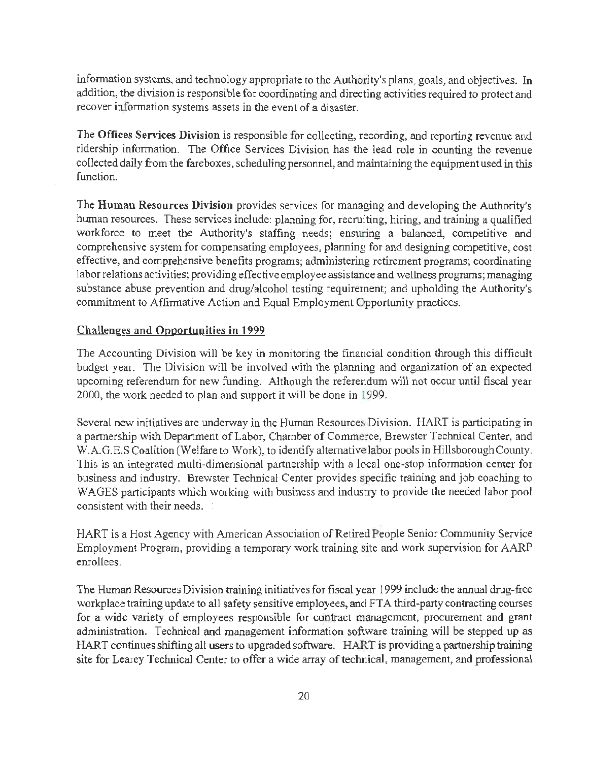information systems, and technology appropriate to the Authority's plans, goals, and objectives. In addition, the division is responsible for coordinating and directing activities required to protect and recover information systems assets in the event of a disaster.

The **Offices Services Division** is responsible for collecting, recording, and reporting revenue and ridership information. The Office Services Division has the lead role in counting the revenue collected daily from the fareboxes, scheduling personnel, and maintaining the equipment used in this function.

The **Human Resources Division** provides services for managing and developing the Authority's human resources. These services include: planning for, recruiting, hiring, and training a qualified workforce to meet the Authority's staffing needs; ensuring a balanced, competitive and comprehensive system for compensating employees, planning for and designing competitive, cost effective, and comprehensive benefits programs; administering retirement programs; coordinating labor relations activities; providing effective employee assistance and wellness programs; managing substance abuse prevention and drug/alcohol testing requirement; and upholding the Authority's commitment to Affirmative Action and Equal Employment Opportunity practices.

## Challenges and Opportunities in 1999

The Accounting Division will be key in monitoring the financial condition through this difficult budget year. The Division will be involved with the planning and organization of an expected upcoming referendum for new funding. Although the referendum will not occur until fiscal year 2000, the work needed to plan and support it will be done in 1999.

Several new initiatives are underway in the Human Resources Division. HART is participating in a partnership with Department of Labor, Chamber of Commerce, Brewster Technical Center, and W.A.G.E.S Coalition (Welfare to Work), to identify alternative labor pools in Hillsborough County. This is an integrated multi-dimensional partnership with a local one-stop information center for business and industry. Brewster Technical Center provides specific training and job coaching to WAGES participants which working with business and industry to provide the needed labor pool consistent with their needs.

HART is a Host Agency with American Association of Retired People Senior Community Service Employment Program, providing a temporary work training site and work supervision for AARP enrollees.

The Human Resources Division training initiatives for fiscal year 1999 include the annual drug-free workplace training update to all safety sensitive employees, and FTA third-party contracting courses for a wide variety of employees responsible for contract management, procurement and grant administration. Technical and management information software training will be stepped up as HART continues shifting all users to upgraded software. HART is providing a partnership training site for Learey Technical Center to offer a wide array of technical, management, and professional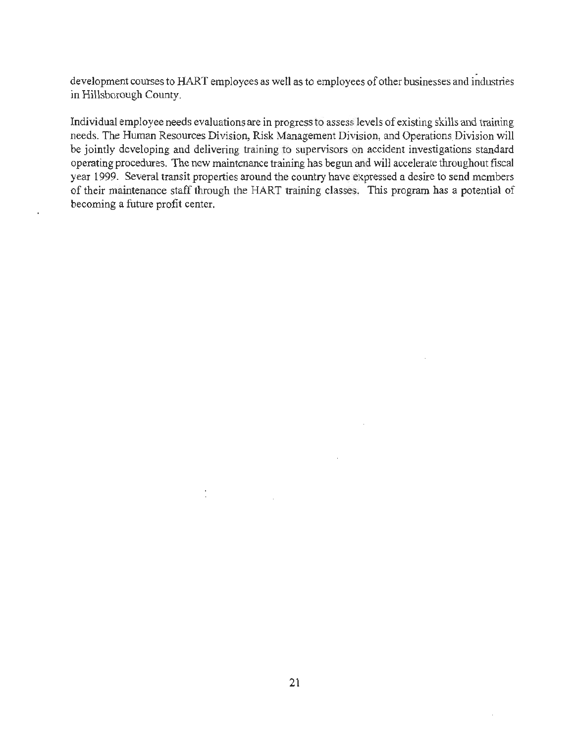development courses to HART employees as well as to employees of other businesses and industries in Hillsborough County.

Individual employee needs evaluations are in progress to assess levels of existing skills and training needs. The Human Resources Division, Risk Management Division, and Operations Division will be jointly developing and delivering training to supervisors on accident investigations standard operating procedures. The new maintenance training has begun and will accelerate throughout fiscal year 1999. Several transit properties around the country have expressed a desire to send members of their maintenance staff through the HART training classes. This program has a potential of becoming a future profit center.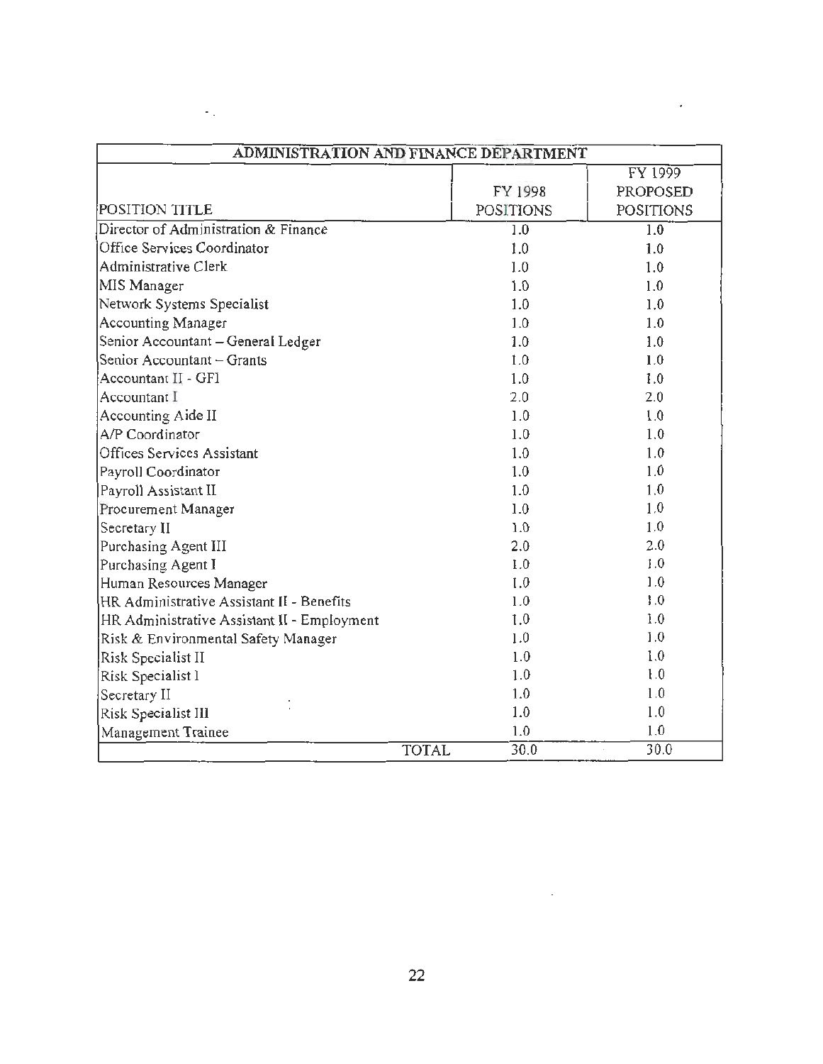| ADMINISTRATION AND FINANCE DEPARTMENT | | |
|---|---|---|
| POSITION TITLE | FY 1998 POSITIONS | FY 1999 PROPOSED POSITIONS |
| Director of Administration & Finance | 1.0 | 1.0 |
| Office Services Coordinator | 1.0 | 1.0 |
| Administrative Clerk | 1.0 | 1.0 |
| MIS Manager | 1.0 | 1.0 |
| Network Systems Specialist | 1.0 | 1.0 |
| Accounting Manager | 1.0 | 1.0 |
| Senior Accountant – General Ledger | 1.0 | 1.0 |
| Senior Accountant – Grants | 1.0 | 1.0 |
| Accountant II - GFI | 1.0 | 1.0 |
| Accountant I | 2.0 | 2.0 |
| Accounting Aide II | 1.0 | 1.0 |
| A/P Coordinator | 1.0 | 1.0 |
| Offices Services Assistant | 1.0 | 1.0 |
| Payroll Coordinator | 1.0 | 1.0 |
| Payroll Assistant II | 1.0 | 1.0 |
| Procurement Manager | 1.0 | 1.0 |
| Secretary II | 1.0 | 1.0 |
| Purchasing Agent III | 2.0 | 2.0 |
| Purchasing Agent I | 1.0 | 1.0 |
| Human Resources Manager | 1.0 | 1.0 |
| HR Administrative Assistant II - Benefits | 1.0 | 1.0 |
| HR Administrative Assistant II - Employment | 1.0 | 1.0 |
| Risk & Environmental Safety Manager | 1.0 | 1.0 |
| Risk Specialist II | 1.0 | 1.0 |
| Risk Specialist I | 1.0 | 1.0 |
| Secretary II | 1.0 | 1.0 |
| Risk Specialist III | 1.0 | 1.0 |
| Management Trainee | 1.0 | 1.0 |
| TOTAL | 30.0 | 30.0 |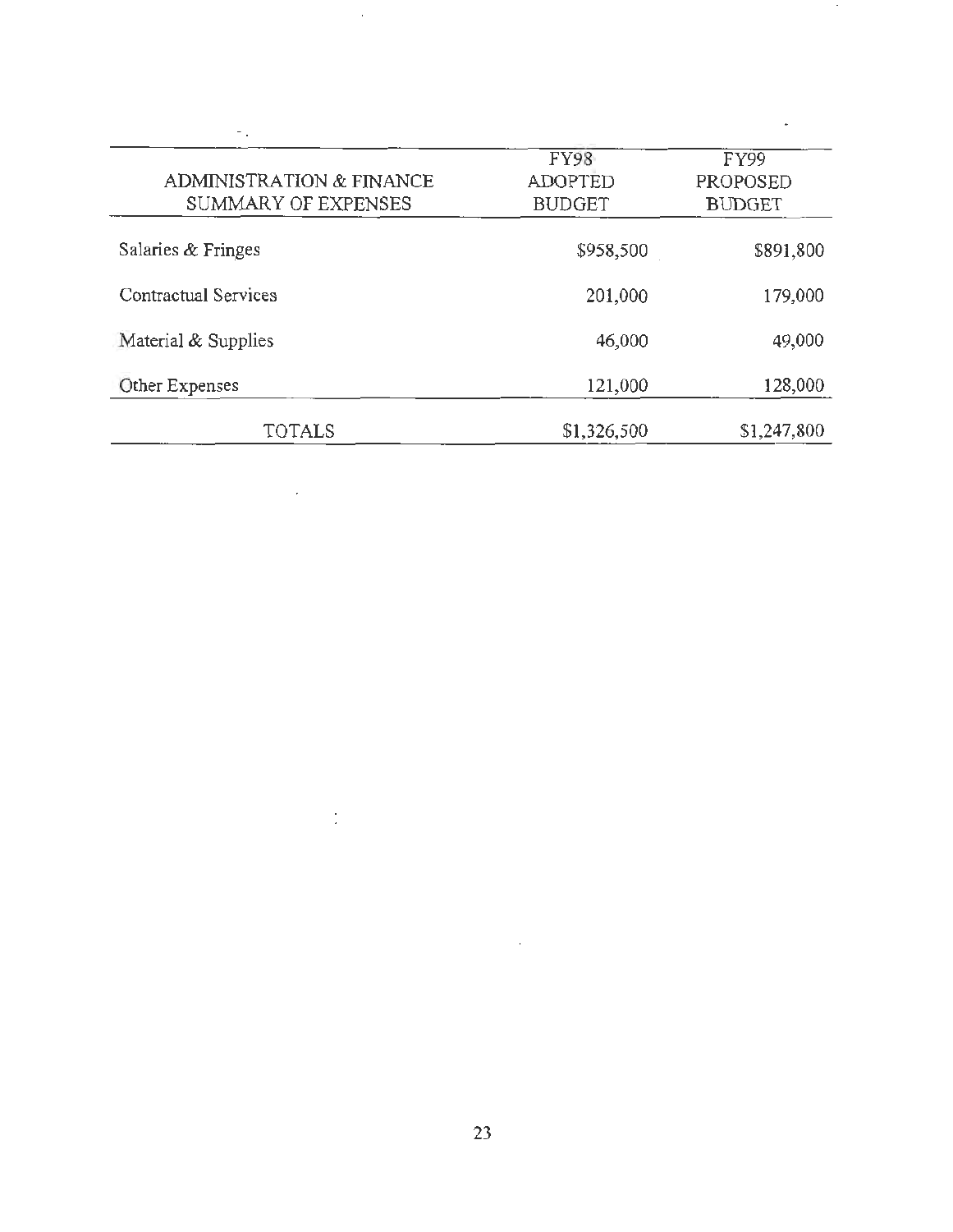| ADMINISTRATION & FINANCE SUMMARY OF EXPENSES | FY98 ADOPTED BUDGET | FY99 PROPOSED BUDGET |
|---|---|---|
| Salaries & Fringes | $958,500 | $891,800 |
| Contractual Services | 201,000 | 179,000 |
| Material & Supplies | 46,000 | 49,000 |
| Other Expenses | 121,000 | 128,000 |
| TOTALS | $1,326,500 | $1,247,800 |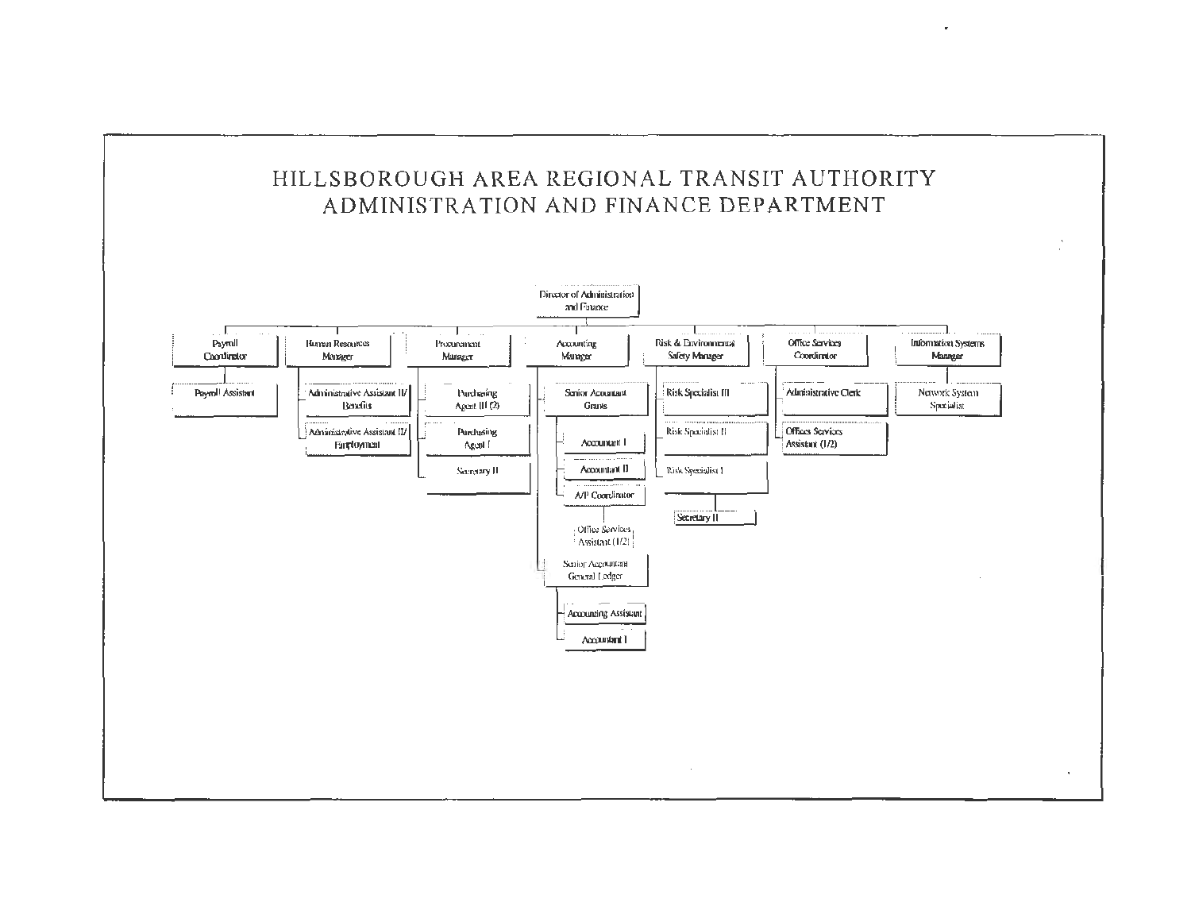# HILLSBOROUGH AREA REGIONAL TRANSIT AUTHORITY
## ADMINISTRATION AND FINANCE DEPARTMENT

- Director of Administration and Finance
  - Payroll Coordinator
    - Payroll Assistant
  - Human Resources Manager
    - Administrative Assistant II/ Benefits
    - Administrative Assistant II/ Employment
  - Procurement Manager
    - Purchasing Agent III (2)
    - Purchasing Agent I
    - Secretary II
  - Accounting Manager
    - Senior Accountant Grants
      - Accountant I
      - Accountant II
      - A/P Coordinator
        - Office Services Assistant (1/2)
    - Senior Accountant General Ledger
      - Accounting Assistant
      - Accountant I
  - Risk & Environmental Safety Manager
    - Risk Specialist III
    - Risk Specialist II
    - Risk Specialist I
      - Secretary II
  - Office Services Coordinator
    - Administrative Clerk
    - Offices Services Assistant (1/2)
  - Information Systems Manager
    - Network System Specialist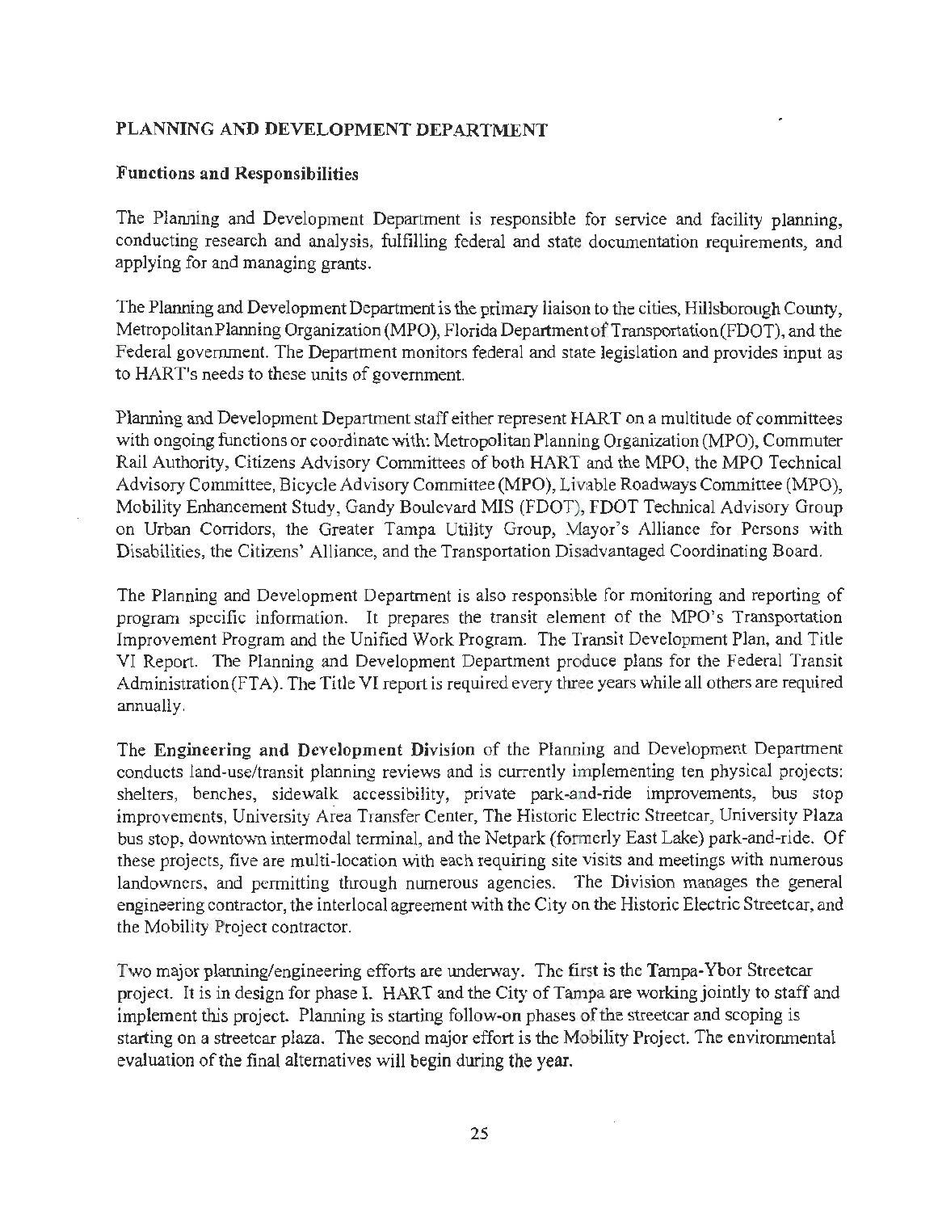## PLANNING AND DEVELOPMENT DEPARTMENT

### Functions and Responsibilities

The Planning and Development Department is responsible for service and facility planning, conducting research and analysis, fulfilling federal and state documentation requirements, and applying for and managing grants.

The Planning and Development Department is the primary liaison to the cities, Hillsborough County, Metropolitan Planning Organization (MPO), Florida Department of Transportation (FDOT), and the Federal government. The Department monitors federal and state legislation and provides input as to HART's needs to these units of government.

Planning and Development Department staff either represent HART on a multitude of committees with ongoing functions or coordinate with: Metropolitan Planning Organization (MPO), Commuter Rail Authority, Citizens Advisory Committees of both HART and the MPO, the MPO Technical Advisory Committee, Bicycle Advisory Committee (MPO), Livable Roadways Committee (MPO), Mobility Enhancement Study, Gandy Boulevard MIS (FDOT), FDOT Technical Advisory Group on Urban Corridors, the Greater Tampa Utility Group, Mayor's Alliance for Persons with Disabilities, the Citizens' Alliance, and the Transportation Disadvantaged Coordinating Board.

The Planning and Development Department is also responsible for monitoring and reporting of program specific information. It prepares the transit element of the MPO's Transportation Improvement Program and the Unified Work Program. The Transit Development Plan, and Title VI Report. The Planning and Development Department produce plans for the Federal Transit Administration (FTA). The Title VI report is required every three years while all others are required annually.

The **Engineering and Development Division** of the Planning and Development Department conducts land-use/transit planning reviews and is currently implementing ten physical projects: shelters, benches, sidewalk accessibility, private park-and-ride improvements, bus stop improvements, University Area Transfer Center, The Historic Electric Streetcar, University Plaza bus stop, downtown intermodal terminal, and the Netpark (formerly East Lake) park-and-ride. Of these projects, five are multi-location with each requiring site visits and meetings with numerous landowners, and permitting through numerous agencies. The Division manages the general engineering contractor, the interlocal agreement with the City on the Historic Electric Streetcar, and the Mobility Project contractor.

Two major planning/engineering efforts are underway. The first is the Tampa-Ybor Streetcar project. It is in design for phase I. HART and the City of Tampa are working jointly to staff and implement this project. Planning is starting follow-on phases of the streetcar and scoping is starting on a streetcar plaza. The second major effort is the Mobility Project. The environmental evaluation of the final alternatives will begin during the year.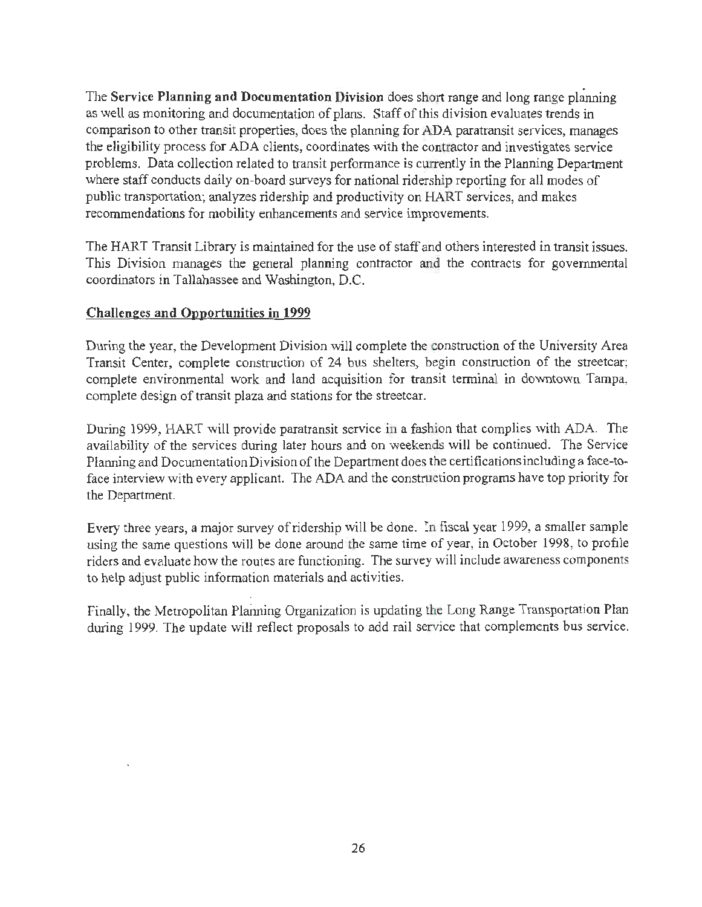The **Service Planning and Documentation Division** does short range and long range planning as well as monitoring and documentation of plans. Staff of this division evaluates trends in comparison to other transit properties, does the planning for ADA paratransit services, manages the eligibility process for ADA clients, coordinates with the contractor and investigates service problems. Data collection related to transit performance is currently in the Planning Department where staff conducts daily on-board surveys for national ridership reporting for all modes of public transportation; analyzes ridership and productivity on HART services, and makes recommendations for mobility enhancements and service improvements.

The HART Transit Library is maintained for the use of staff and others interested in transit issues. This Division manages the general planning contractor and the contracts for governmental coordinators in Tallahassee and Washington, D.C.

## Challenges and Opportunities in 1999

During the year, the Development Division will complete the construction of the University Area Transit Center, complete construction of 24 bus shelters, begin construction of the streetcar; complete environmental work and land acquisition for transit terminal in downtown Tampa, complete design of transit plaza and stations for the streetcar.

During 1999, HART will provide paratransit service in a fashion that complies with ADA. The availability of the services during later hours and on weekends will be continued. The Service Planning and Documentation Division of the Department does the certifications including a face-to-face interview with every applicant. The ADA and the construction programs have top priority for the Department.

Every three years, a major survey of ridership will be done. In fiscal year 1999, a smaller sample using the same questions will be done around the same time of year, in October 1998, to profile riders and evaluate how the routes are functioning. The survey will include awareness components to help adjust public information materials and activities.

Finally, the Metropolitan Planning Organization is updating the Long Range Transportation Plan during 1999. The update will reflect proposals to add rail service that complements bus service.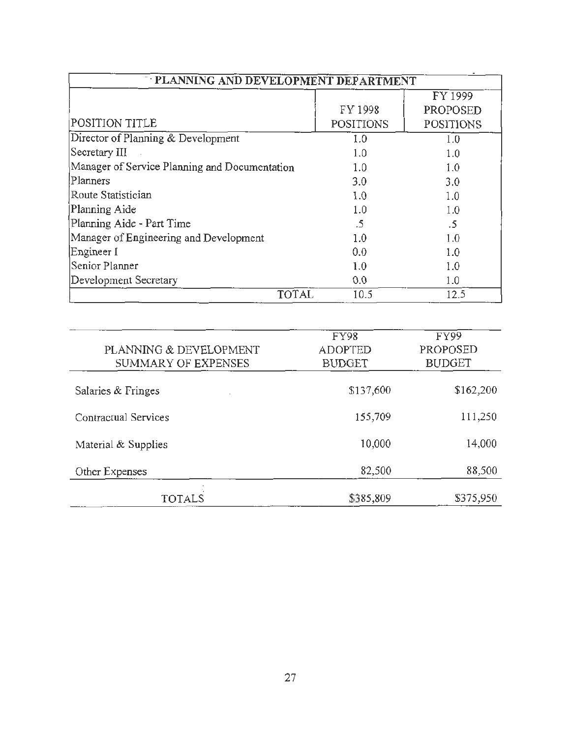| PLANNING AND DEVELOPMENT DEPARTMENT | | |
|---|---|---|
| POSITION TITLE | FY 1998 POSITIONS | FY 1999 PROPOSED POSITIONS |
| Director of Planning & Development | 1.0 | 1.0 |
| Secretary III | 1.0 | 1.0 |
| Manager of Service Planning and Documentation | 1.0 | 1.0 |
| Planners | 3.0 | 3.0 |
| Route Statistician | 1.0 | 1.0 |
| Planning Aide | 1.0 | 1.0 |
| Planning Aide - Part Time | .5 | .5 |
| Manager of Engineering and Development | 1.0 | 1.0 |
| Engineer I | 0.0 | 1.0 |
| Senior Planner | 1.0 | 1.0 |
| Development Secretary | 0.0 | 1.0 |
| TOTAL | 10.5 | 12.5 |

| PLANNING & DEVELOPMENT SUMMARY OF EXPENSES | FY98 ADOPTED BUDGET | FY99 PROPOSED BUDGET |
|---|---|---|
| Salaries & Fringes | $137,600 | $162,200 |
| Contractual Services | 155,709 | 111,250 |
| Material & Supplies | 10,000 | 14,000 |
| Other Expenses | 82,500 | 88,500 |
| TOTALS | $385,809 | $375,950 |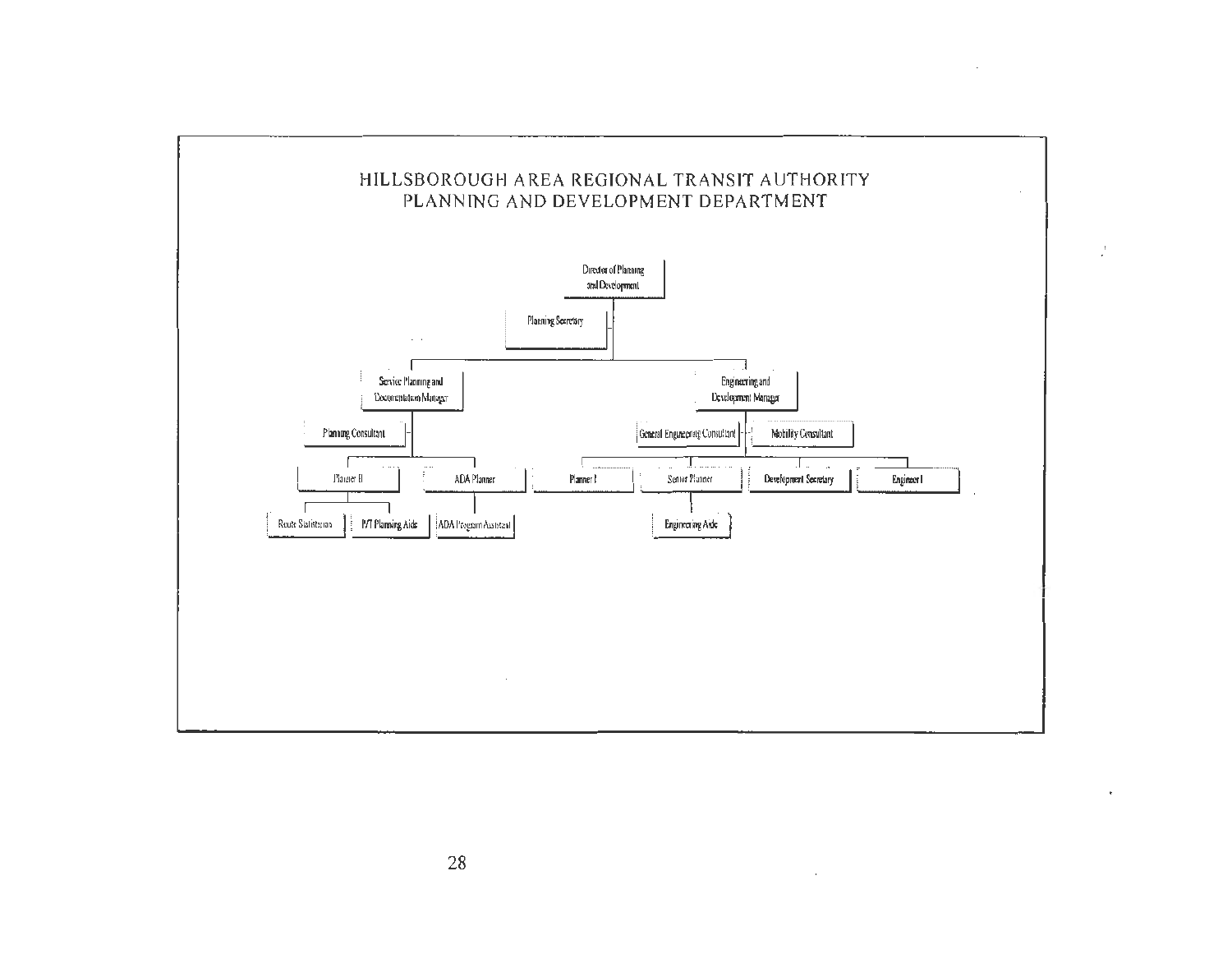# HILLSBOROUGH AREA REGIONAL TRANSIT AUTHORITY
# PLANNING AND DEVELOPMENT DEPARTMENT

- Director of Planning and Development
  - Planning Secretary
  - Service Planning and Documentation Manager
    - Planning Consultant
    - Planner II
      - Route Statistician
      - P/T Planning Aids
    - ADA Planner
      - ADA Program Assistant
  - Engineering and Development Manager
    - General Engineering Consultant
    - Mobility Consultant
    - Planner I
    - Senior Planner
      - Engineering Aide
    - Development Secretary
    - Engineer I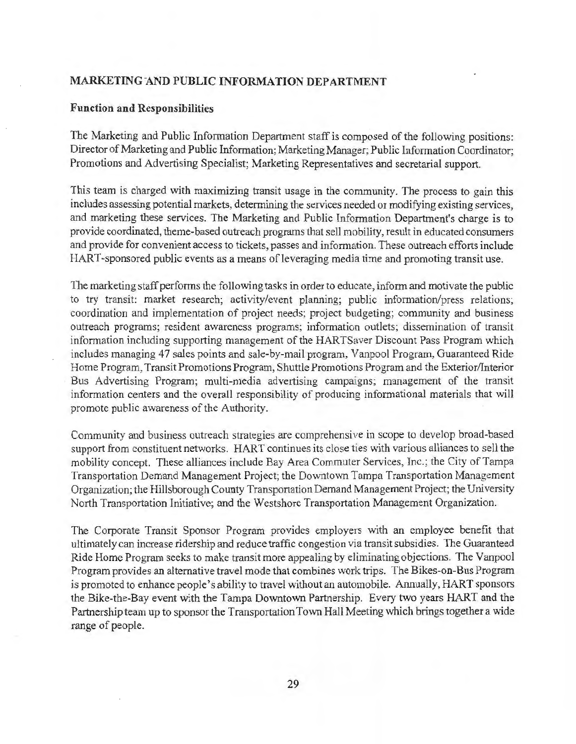## MARKETING AND PUBLIC INFORMATION DEPARTMENT

### Function and Responsibilities

The Marketing and Public Information Department staff is composed of the following positions: Director of Marketing and Public Information; Marketing Manager; Public Information Coordinator; Promotions and Advertising Specialist; Marketing Representatives and secretarial support.

This team is charged with maximizing transit usage in the community. The process to gain this includes assessing potential markets, determining the services needed or modifying existing services, and marketing these services. The Marketing and Public Information Department's charge is to provide coordinated, theme-based outreach programs that sell mobility, result in educated consumers and provide for convenient access to tickets, passes and information. These outreach efforts include HART-sponsored public events as a means of leveraging media time and promoting transit use.

The marketing staff performs the following tasks in order to educate, inform and motivate the public to try transit: market research; activity/event planning; public information/press relations; coordination and implementation of project needs; project budgeting; community and business outreach programs; resident awareness programs; information outlets; dissemination of transit information including supporting management of the HARTSaver Discount Pass Program which includes managing 47 sales points and sale-by-mail program, Vanpool Program, Guaranteed Ride Home Program, Transit Promotions Program, Shuttle Promotions Program and the Exterior/Interior Bus Advertising Program; multi-media advertising campaigns; management of the transit information centers and the overall responsibility of producing informational materials that will promote public awareness of the Authority.

Community and business outreach strategies are comprehensive in scope to develop broad-based support from constituent networks. HART continues its close ties with various alliances to sell the mobility concept. These alliances include Bay Area Commuter Services, Inc.; the City of Tampa Transportation Demand Management Project; the Downtown Tampa Transportation Management Organization; the Hillsborough County Transportation Demand Management Project; the University North Transportation Initiative; and the Westshore Transportation Management Organization.

The Corporate Transit Sponsor Program provides employers with an employee benefit that ultimately can increase ridership and reduce traffic congestion via transit subsidies. The Guaranteed Ride Home Program seeks to make transit more appealing by eliminating objections. The Vanpool Program provides an alternative travel mode that combines work trips. The Bikes-on-Bus Program is promoted to enhance people's ability to travel without an automobile. Annually, HART sponsors the Bike-the-Bay event with the Tampa Downtown Partnership. Every two years HART and the Partnership team up to sponsor the Transportation Town Hall Meeting which brings together a wide range of people.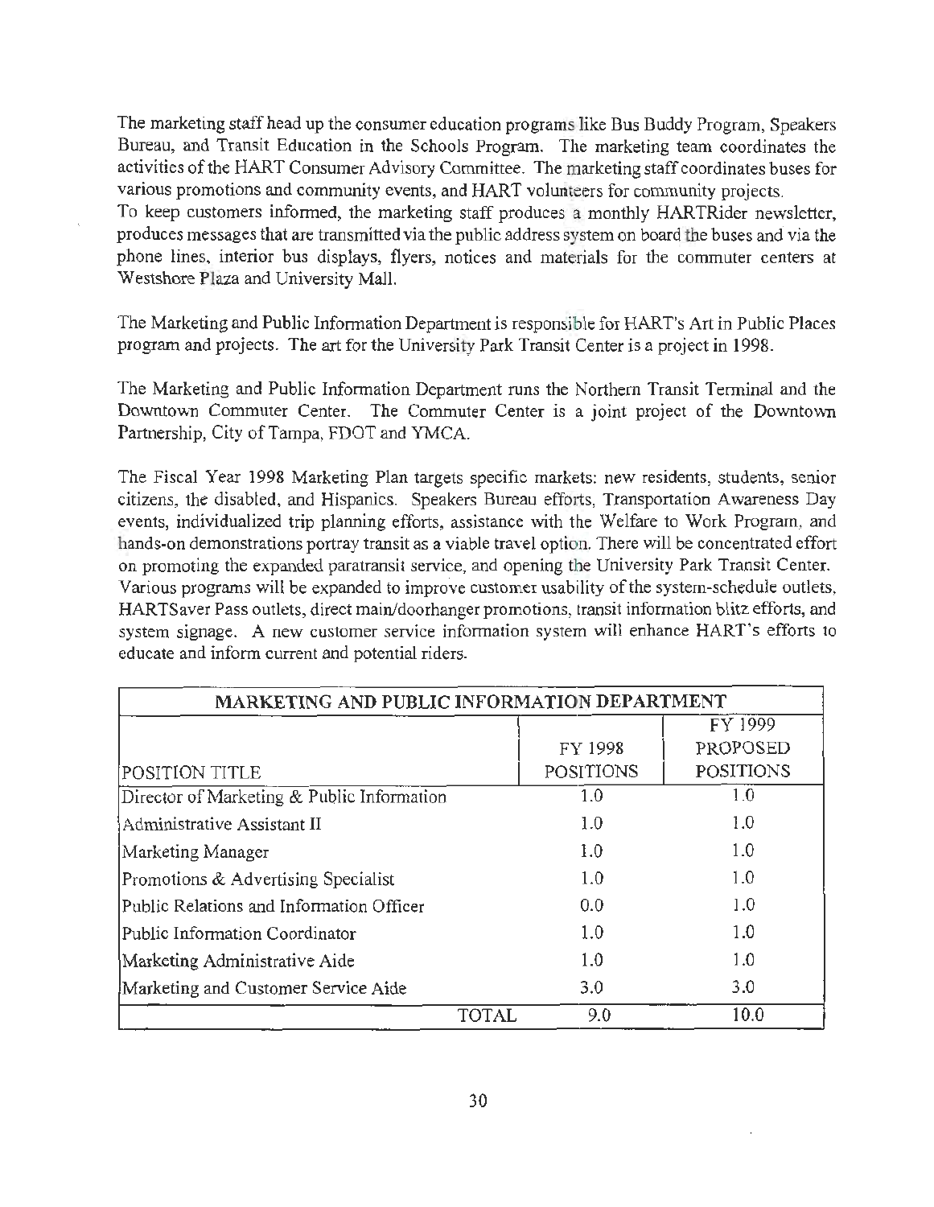The marketing staff head up the consumer education programs like Bus Buddy Program, Speakers Bureau, and Transit Education in the Schools Program. The marketing team coordinates the activities of the HART Consumer Advisory Committee. The marketing staff coordinates buses for various promotions and community events, and HART volunteers for community projects.
To keep customers informed, the marketing staff produces a monthly HARTRider newsletter, produces messages that are transmitted via the public address system on board the buses and via the phone lines, interior bus displays, flyers, notices and materials for the commuter centers at Westshore Plaza and University Mall.

The Marketing and Public Information Department is responsible for HART's Art in Public Places program and projects. The art for the University Park Transit Center is a project in 1998.

The Marketing and Public Information Department runs the Northern Transit Terminal and the Downtown Commuter Center. The Commuter Center is a joint project of the Downtown Partnership, City of Tampa, FDOT and YMCA.

The Fiscal Year 1998 Marketing Plan targets specific markets: new residents, students, senior citizens, the disabled, and Hispanics. Speakers Bureau efforts, Transportation Awareness Day events, individualized trip planning efforts, assistance with the Welfare to Work Program, and hands-on demonstrations portray transit as a viable travel option. There will be concentrated effort on promoting the expanded paratransit service, and opening the University Park Transit Center. Various programs will be expanded to improve customer usability of the system-schedule outlets, HARTSaver Pass outlets, direct main/doorhanger promotions, transit information blitz efforts, and system signage. A new customer service information system will enhance HART's efforts to educate and inform current and potential riders.

| MARKETING AND PUBLIC INFORMATION DEPARTMENT | | |
|---|---|---|
| POSITION TITLE | FY 1998 POSITIONS | FY 1999 PROPOSED POSITIONS |
| Director of Marketing & Public Information | 1.0 | 1.0 |
| Administrative Assistant II | 1.0 | 1.0 |
| Marketing Manager | 1.0 | 1.0 |
| Promotions & Advertising Specialist | 1.0 | 1.0 |
| Public Relations and Information Officer | 0.0 | 1.0 |
| Public Information Coordinator | 1.0 | 1.0 |
| Marketing Administrative Aide | 1.0 | 1.0 |
| Marketing and Customer Service Aide | 3.0 | 3.0 |
| TOTAL | 9.0 | 10.0 |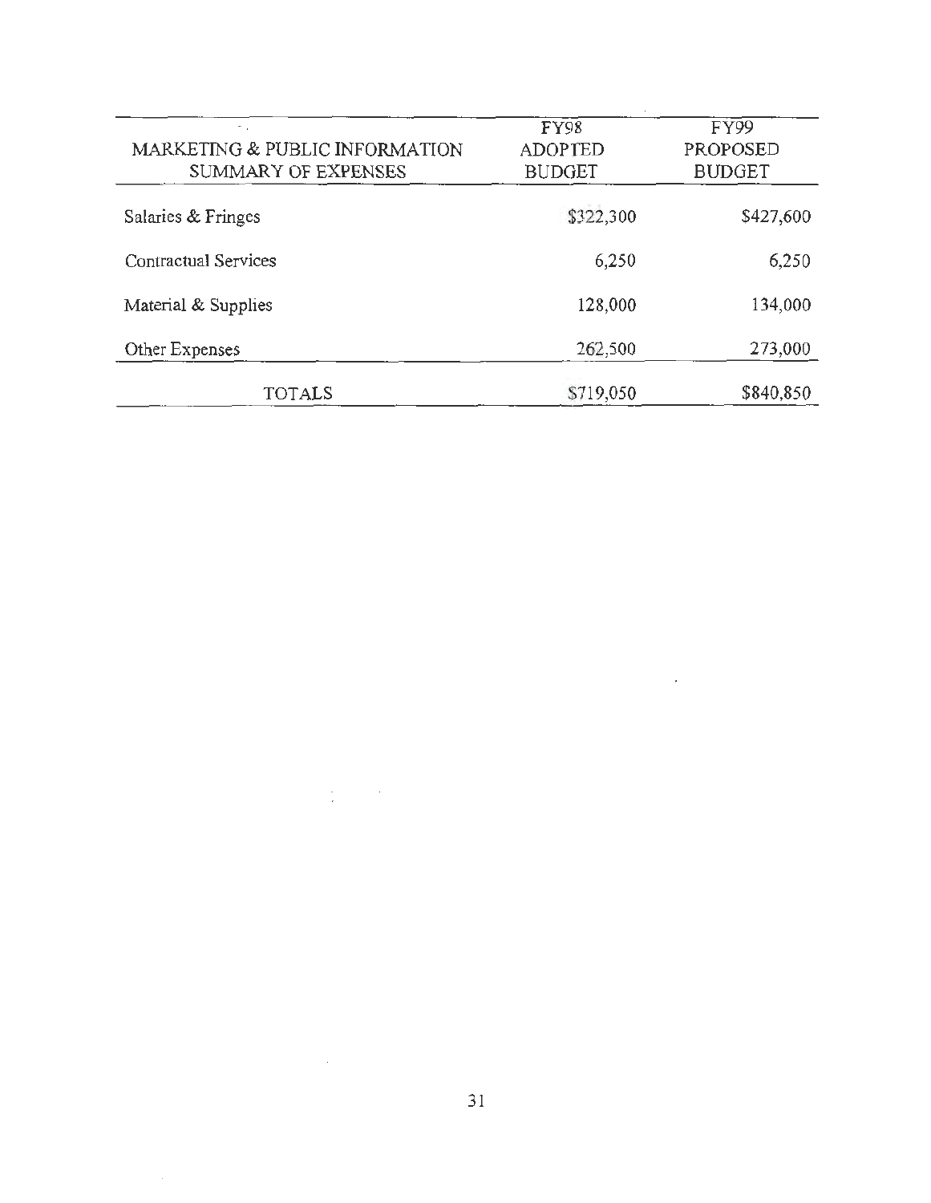| MARKETING & PUBLIC INFORMATION SUMMARY OF EXPENSES | FY98 ADOPTED BUDGET | FY99 PROPOSED BUDGET |
|---|---|---|
| Salaries & Fringes | $322,300 | $427,600 |
| Contractual Services | 6,250 | 6,250 |
| Material & Supplies | 128,000 | 134,000 |
| Other Expenses | 262,500 | 273,000 |
| TOTALS | $719,050 | $840,850 |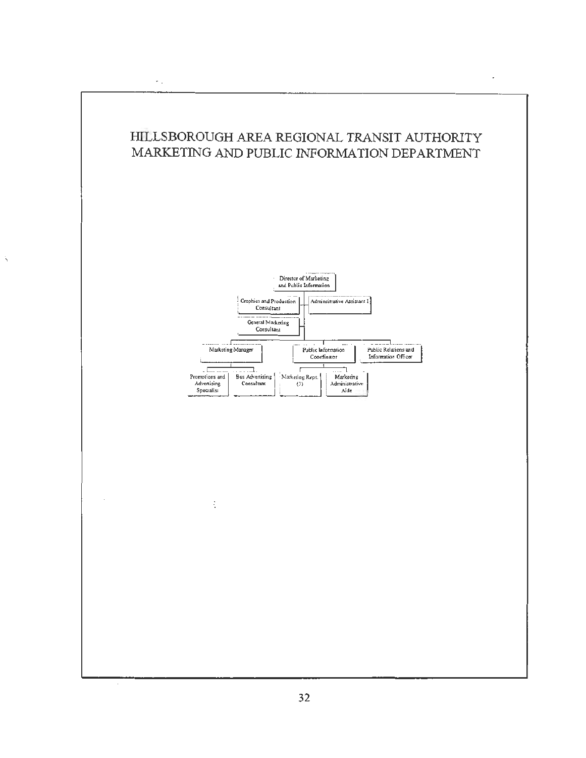# HILLSBOROUGH AREA REGIONAL TRANSIT AUTHORITY MARKETING AND PUBLIC INFORMATION DEPARTMENT

- Director of Marketing and Public Information
  - Graphics and Production Consultant
  - Administrative Assistant I
  - General Marketing Consultant
  - Marketing Manager
    - Promotions and Advertising Specialist
    - Bus Advertising Consultant
  - Public Information Coordinator
    - Marketing Reps. (3)
    - Marketing Administrative Aide
  - Public Relations and Information Officer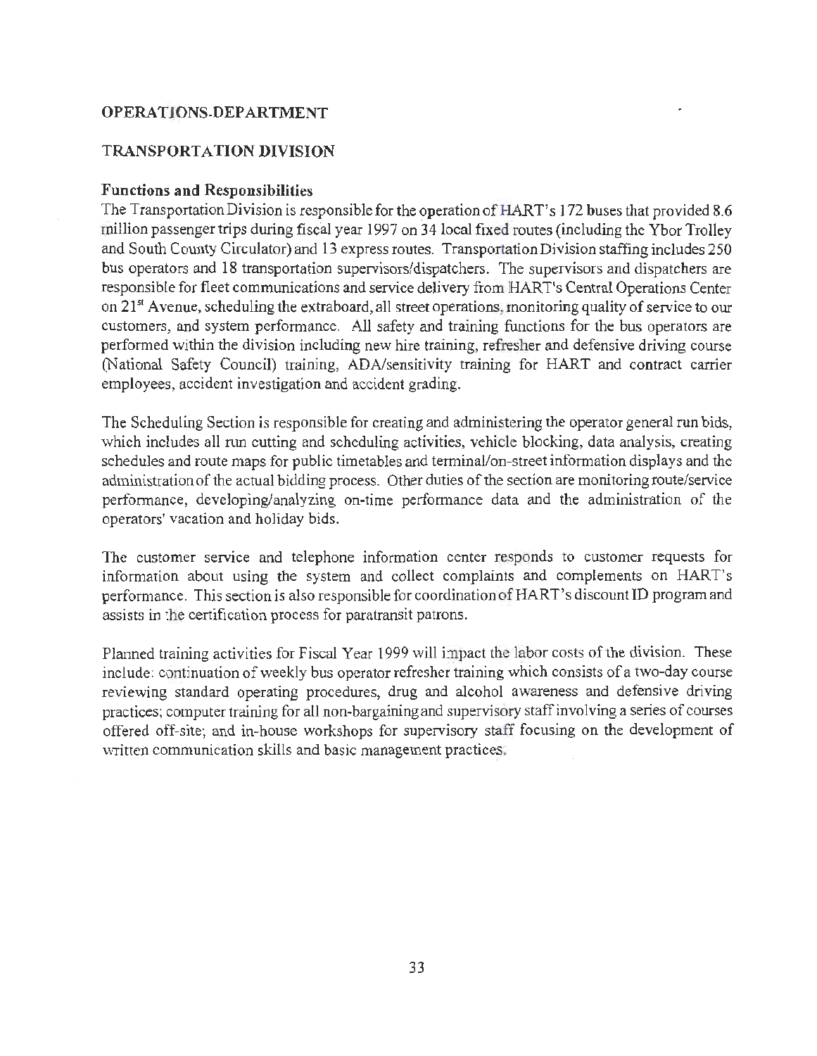## OPERATIONS-DEPARTMENT

### TRANSPORTATION DIVISION

**Functions and Responsibilities**

The Transportation Division is responsible for the operation of HART's 172 buses that provided 8.6 million passenger trips during fiscal year 1997 on 34 local fixed routes (including the Ybor Trolley and South County Circulator) and 13 express routes. Transportation Division staffing includes 250 bus operators and 18 transportation supervisors/dispatchers. The supervisors and dispatchers are responsible for fleet communications and service delivery from HART's Central Operations Center on 21st Avenue, scheduling the extraboard, all street operations, monitoring quality of service to our customers, and system performance. All safety and training functions for the bus operators are performed within the division including new hire training, refresher and defensive driving course (National Safety Council) training, ADA/sensitivity training for HART and contract carrier employees, accident investigation and accident grading.

The Scheduling Section is responsible for creating and administering the operator general run bids, which includes all run cutting and scheduling activities, vehicle blocking, data analysis, creating schedules and route maps for public timetables and terminal/on-street information displays and the administration of the actual bidding process. Other duties of the section are monitoring route/service performance, developing/analyzing on-time performance data and the administration of the operators' vacation and holiday bids.

The customer service and telephone information center responds to customer requests for information about using the system and collect complaints and complements on HART's performance. This section is also responsible for coordination of HART's discount ID program and assists in the certification process for paratransit patrons.

Planned training activities for Fiscal Year 1999 will impact the labor costs of the division. These include: continuation of weekly bus operator refresher training which consists of a two-day course reviewing standard operating procedures, drug and alcohol awareness and defensive driving practices; computer training for all non-bargaining and supervisory staff involving a series of courses offered off-site; and in-house workshops for supervisory staff focusing on the development of written communication skills and basic management practices.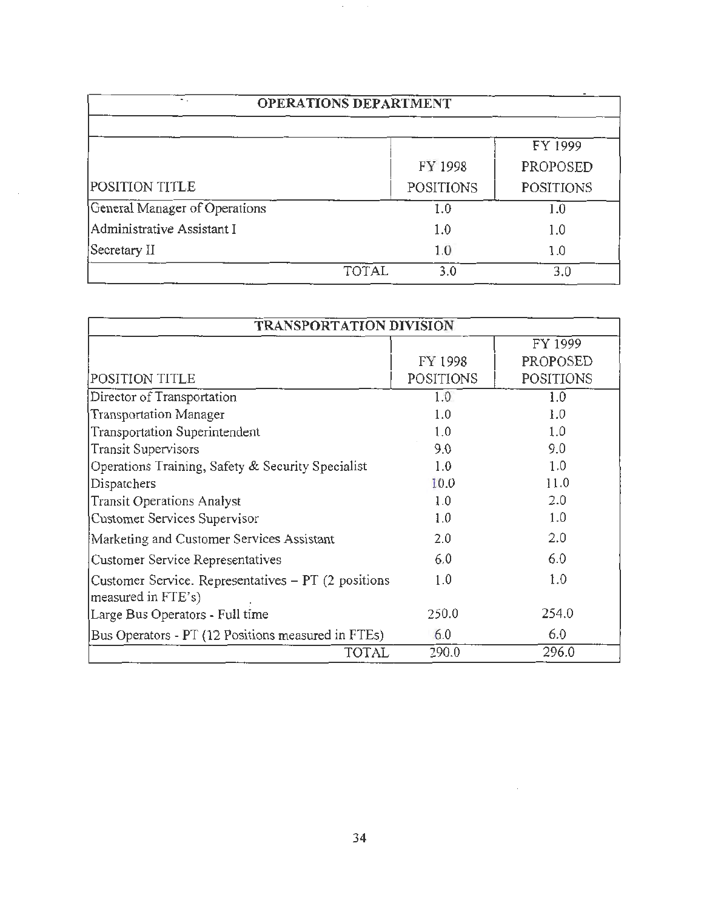| OPERATIONS DEPARTMENT | | |
|---|---|---|
| POSITION TITLE | FY 1998 POSITIONS | FY 1999 PROPOSED POSITIONS |
| General Manager of Operations | 1.0 | 1.0 |
| Administrative Assistant I | 1.0 | 1.0 |
| Secretary II | 1.0 | 1.0 |
| TOTAL | 3.0 | 3.0 |

| TRANSPORTATION DIVISION | | |
|---|---|---|
| POSITION TITLE | FY 1998 POSITIONS | FY 1999 PROPOSED POSITIONS |
| Director of Transportation | 1.0 | 1.0 |
| Transportation Manager | 1.0 | 1.0 |
| Transportation Superintendent | 1.0 | 1.0 |
| Transit Supervisors | 9.0 | 9.0 |
| Operations Training, Safety & Security Specialist | 1.0 | 1.0 |
| Dispatchers | 10.0 | 11.0 |
| Transit Operations Analyst | 1.0 | 2.0 |
| Customer Services Supervisor | 1.0 | 1.0 |
| Marketing and Customer Services Assistant | 2.0 | 2.0 |
| Customer Service Representatives | 6.0 | 6.0 |
| Customer Service. Representatives – PT (2 positions measured in FTE's) | 1.0 | 1.0 |
| Large Bus Operators - Full time | 250.0 | 254.0 |
| Bus Operators - PT (12 Positions measured in FTEs) | 6.0 | 6.0 |
| TOTAL | 290.0 | 296.0 |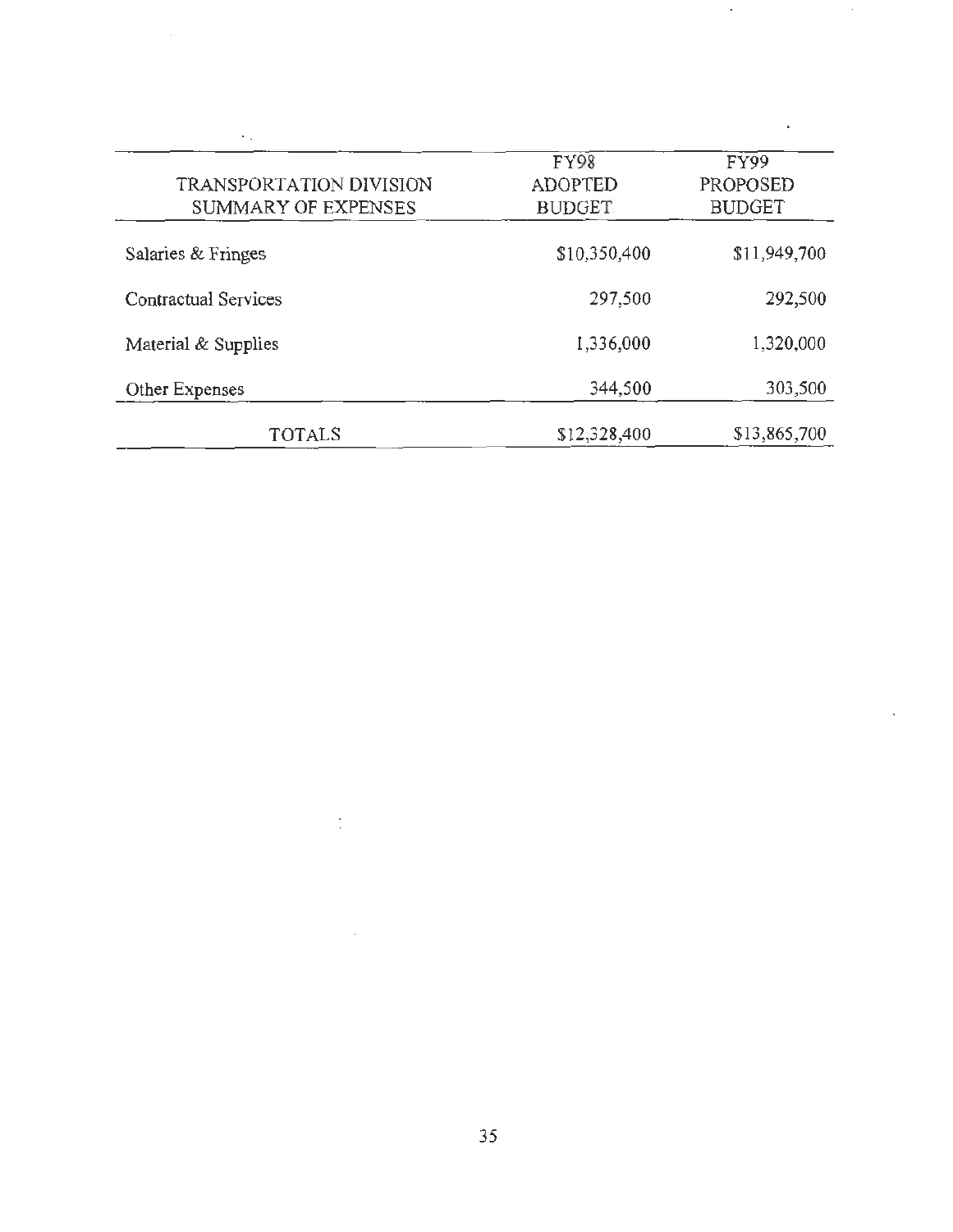| TRANSPORTATION DIVISION SUMMARY OF EXPENSES | FY98 ADOPTED BUDGET | FY99 PROPOSED BUDGET |
|---|---|---|
| Salaries & Fringes | $10,350,400 | $11,949,700 |
| Contractual Services | 297,500 | 292,500 |
| Material & Supplies | 1,336,000 | 1,320,000 |
| Other Expenses | 344,500 | 303,500 |
| TOTALS | $12,328,400 | $13,865,700 |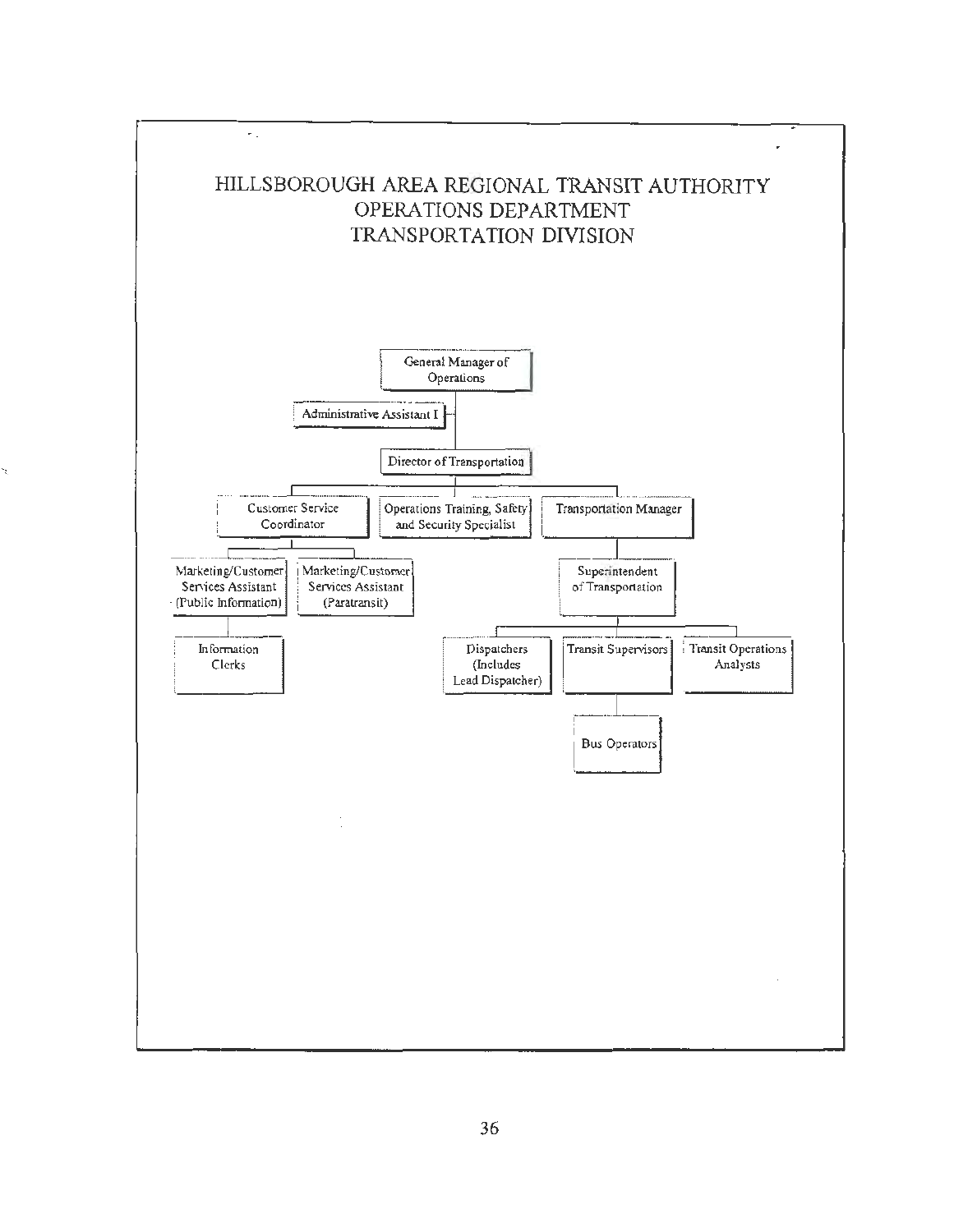# HILLSBOROUGH AREA REGIONAL TRANSIT AUTHORITY
## OPERATIONS DEPARTMENT
## TRANSPORTATION DIVISION

- General Manager of Operations
  - Administrative Assistant I
  - Director of Transportation
    - Customer Service Coordinator
      - Marketing/Customer Services Assistant (Public Information)
        - Information Clerks
      - Marketing/Customer Services Assistant (Paratransit)
    - Operations Training, Safety and Security Specialist
    - Transportation Manager
      - Superintendent of Transportation
        - Dispatchers (Includes Lead Dispatcher)
        - Transit Supervisors
          - Bus Operators
        - Transit Operations Analysts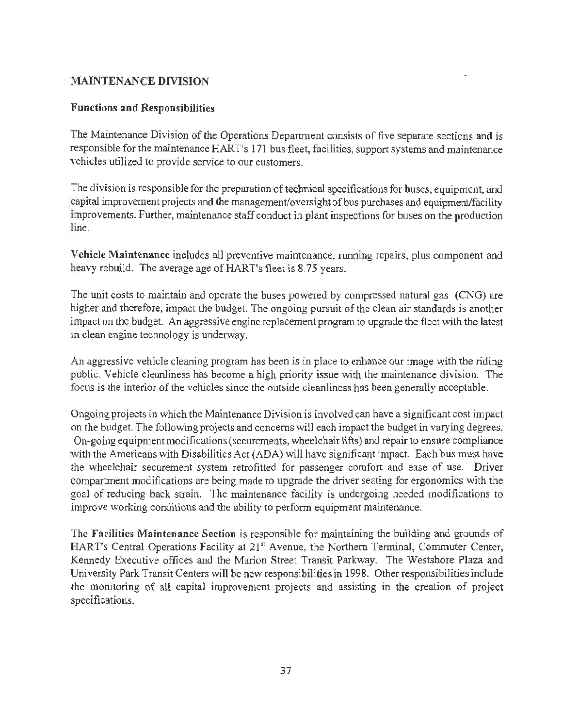## MAINTENANCE DIVISION

### Functions and Responsibilities

The Maintenance Division of the Operations Department consists of five separate sections and is responsible for the maintenance HART's 171 bus fleet, facilities, support systems and maintenance vehicles utilized to provide service to our customers.

The division is responsible for the preparation of technical specifications for buses, equipment, and capital improvement projects and the management/oversight of bus purchases and equipment/facility improvements. Further, maintenance staff conduct in plant inspections for buses on the production line.

**Vehicle Maintenance** includes all preventive maintenance, running repairs, plus component and heavy rebuild. The average age of HART's fleet is 8.75 years.

The unit costs to maintain and operate the buses powered by compressed natural gas (CNG) are higher and therefore, impact the budget. The ongoing pursuit of the clean air standards is another impact on the budget. An aggressive engine replacement program to upgrade the fleet with the latest in clean engine technology is underway.

An aggressive vehicle cleaning program has been is in place to enhance our image with the riding public. Vehicle cleanliness has become a high priority issue with the maintenance division. The focus is the interior of the vehicles since the outside cleanliness has been generally acceptable.

Ongoing projects in which the Maintenance Division is involved can have a significant cost impact on the budget. The following projects and concerns will each impact the budget in varying degrees. On-going equipment modifications (securements, wheelchair lifts) and repair to ensure compliance with the Americans with Disabilities Act (ADA) will have significant impact. Each bus must have the wheelchair securement system retrofitted for passenger comfort and ease of use. Driver compartment modifications are being made to upgrade the driver seating for ergonomics with the goal of reducing back strain. The maintenance facility is undergoing needed modifications to improve working conditions and the ability to perform equipment maintenance.

The **Facilities Maintenance Section** is responsible for maintaining the building and grounds of HART's Central Operations Facility at 21st Avenue, the Northern Terminal, Commuter Center, Kennedy Executive offices and the Marion Street Transit Parkway. The Westshore Plaza and University Park Transit Centers will be new responsibilities in 1998. Other responsibilities include the monitoring of all capital improvement projects and assisting in the creation of project specifications.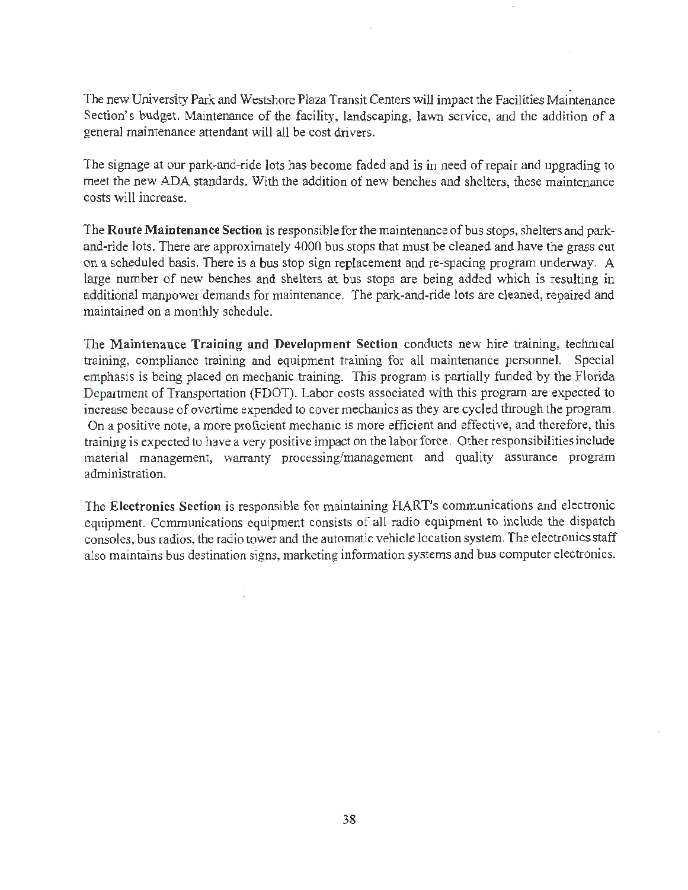The new University Park and Westshore Plaza Transit Centers will impact the Facilities Maintenance Section's budget. Maintenance of the facility, landscaping, lawn service, and the addition of a general maintenance attendant will all be cost drivers.

The signage at our park-and-ride lots has become faded and is in need of repair and upgrading to meet the new ADA standards. With the addition of new benches and shelters, these maintenance costs will increase.

The **Route Maintenance Section** is responsible for the maintenance of bus stops, shelters and park-and-ride lots. There are approximately 4000 bus stops that must be cleaned and have the grass cut on a scheduled basis. There is a bus stop sign replacement and re-spacing program underway. A large number of new benches and shelters at bus stops are being added which is resulting in additional manpower demands for maintenance. The park-and-ride lots are cleaned, repaired and maintained on a monthly schedule.

The **Maintenance Training and Development Section** conducts new hire training, technical training, compliance training and equipment training for all maintenance personnel. Special emphasis is being placed on mechanic training. This program is partially funded by the Florida Department of Transportation (FDOT). Labor costs associated with this program are expected to increase because of overtime expended to cover mechanics as they are cycled through the program. On a positive note, a more proficient mechanic is more efficient and effective, and therefore, this training is expected to have a very positive impact on the labor force. Other responsibilities include material management, warranty processing/management and quality assurance program administration.

The **Electronics Section** is responsible for maintaining HART's communications and electronic equipment. Communications equipment consists of all radio equipment to include the dispatch consoles, bus radios, the radio tower and the automatic vehicle location system. The electronics staff also maintains bus destination signs, marketing information systems and bus computer electronics.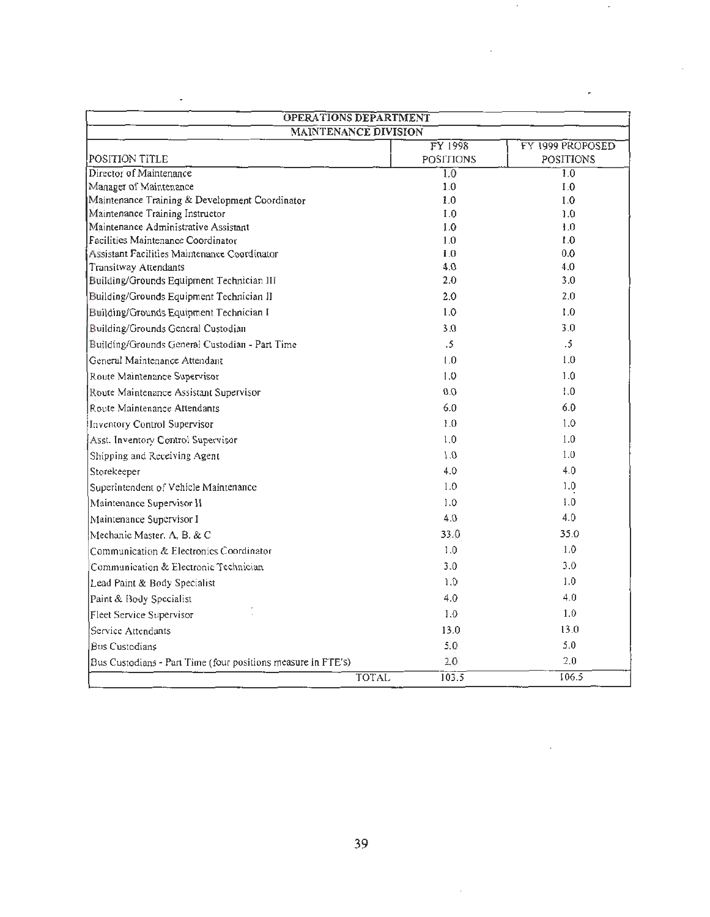| OPERATIONS DEPARTMENT | | |
|---|---|---|
| MAINTENANCE DIVISION | | |
| POSITION TITLE | FY 1998 POSITIONS | FY 1999 PROPOSED POSITIONS |
| Director of Maintenance | 1.0 | 1.0 |
| Manager of Maintenance | 1.0 | 1.0 |
| Maintenance Training & Development Coordinator | 1.0 | 1.0 |
| Maintenance Training Instructor | 1.0 | 1.0 |
| Maintenance Administrative Assistant | 1.0 | 1.0 |
| Facilities Maintenance Coordinator | 1.0 | 1.0 |
| Assistant Facilities Maintenance Coordinator | 1.0 | 0.0 |
| Transitway Attendants | 4.0 | 4.0 |
| Building/Grounds Equipment Technician III | 2.0 | 3.0 |
| Building/Grounds Equipment Technician II | 2.0 | 2.0 |
| Building/Grounds Equipment Technician I | 1.0 | 1.0 |
| Building/Grounds General Custodian | 3.0 | 3.0 |
| Building/Grounds General Custodian - Part Time | .5 | .5 |
| General Maintenance Attendant | 1.0 | 1.0 |
| Route Maintenance Supervisor | 1.0 | 1.0 |
| Route Maintenance Assistant Supervisor | 0.0 | 1.0 |
| Route Maintenance Attendants | 6.0 | 6.0 |
| Inventory Control Supervisor | 1.0 | 1.0 |
| Asst. Inventory Control Supervisor | 1.0 | 1.0 |
| Shipping and Receiving Agent | 1.0 | 1.0 |
| Storekeeper | 4.0 | 4.0 |
| Superintendent of Vehicle Maintenance | 1.0 | 1.0 |
| Maintenance Supervisor II | 1.0 | 1.0 |
| Maintenance Supervisor I | 4.0 | 4.0 |
| Mechanic Master, A, B, & C | 33.0 | 35.0 |
| Communication & Electronics Coordinator | 1.0 | 1.0 |
| Communication & Electronic Technician | 3.0 | 3.0 |
| Lead Paint & Body Specialist | 1.0 | 1.0 |
| Paint & Body Specialist | 4.0 | 4.0 |
| Fleet Service Supervisor | 1.0 | 1.0 |
| Service Attendants | 13.0 | 13.0 |
| Bus Custodians | 5.0 | 5.0 |
| Bus Custodians - Part Time (four positions measure in FTE's) | 2.0 | 2.0 |
| TOTAL | 103.5 | 106.5 |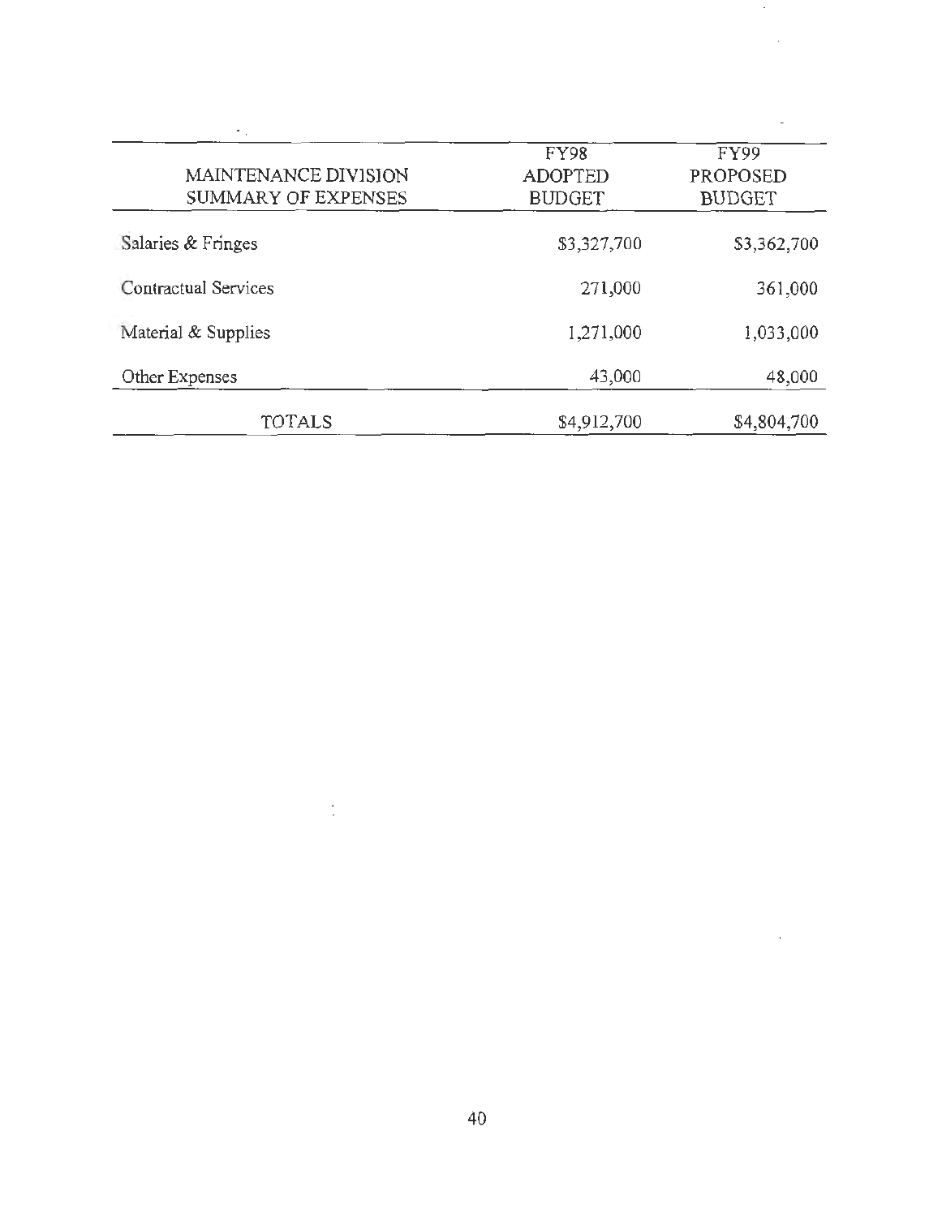| MAINTENANCE DIVISION SUMMARY OF EXPENSES | FY98 ADOPTED BUDGET | FY99 PROPOSED BUDGET |
|---|---|---|
| Salaries & Fringes | $3,327,700 | $3,362,700 |
| Contractual Services | 271,000 | 361,000 |
| Material & Supplies | 1,271,000 | 1,033,000 |
| Other Expenses | 43,000 | 48,000 |
| TOTALS | $4,912,700 | $4,804,700 |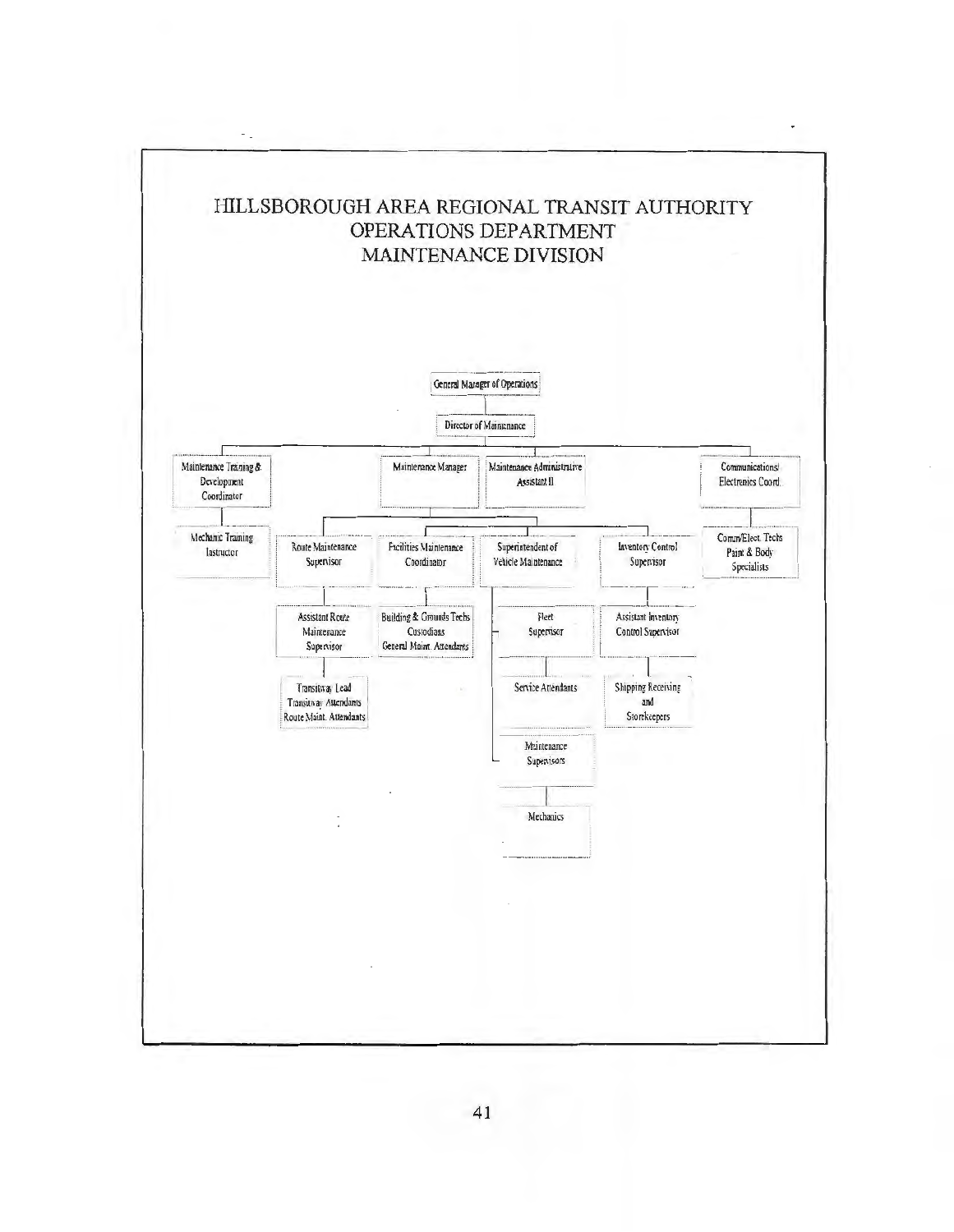# HILLSBOROUGH AREA REGIONAL TRANSIT AUTHORITY
## OPERATIONS DEPARTMENT
## MAINTENANCE DIVISION

- General Manager of Operations
  - Director of Maintenance
    - Maintenance Training & Development Coordinator
      - Mechanic Training Instructor
    - Maintenance Manager
      - Route Maintenance Supervisor
        - Assistant Route Maintenance Supervisor
          - Transitway Lead
          - Transitway Attendants
          - Route Maint. Attendants
      - Facilities Maintenance Coordinator
        - Building & Grounds Techs
        - Custodians
        - General Maint. Attendants
      - Superintendent of Vehicle Maintenance
        - Fleet Supervisor
          - Service Attendants
        - Maintenance Supervisors
          - Mechanics
      - Inventory Control Supervisor
        - Assistant Inventory Control Supervisor
          - Shipping Receiving and Storekeepers
    - Maintenance Administrative Assistant II
    - Communications/Electronics Coord.
      - Comm/Elect. Techs
      - Paint & Body Specialists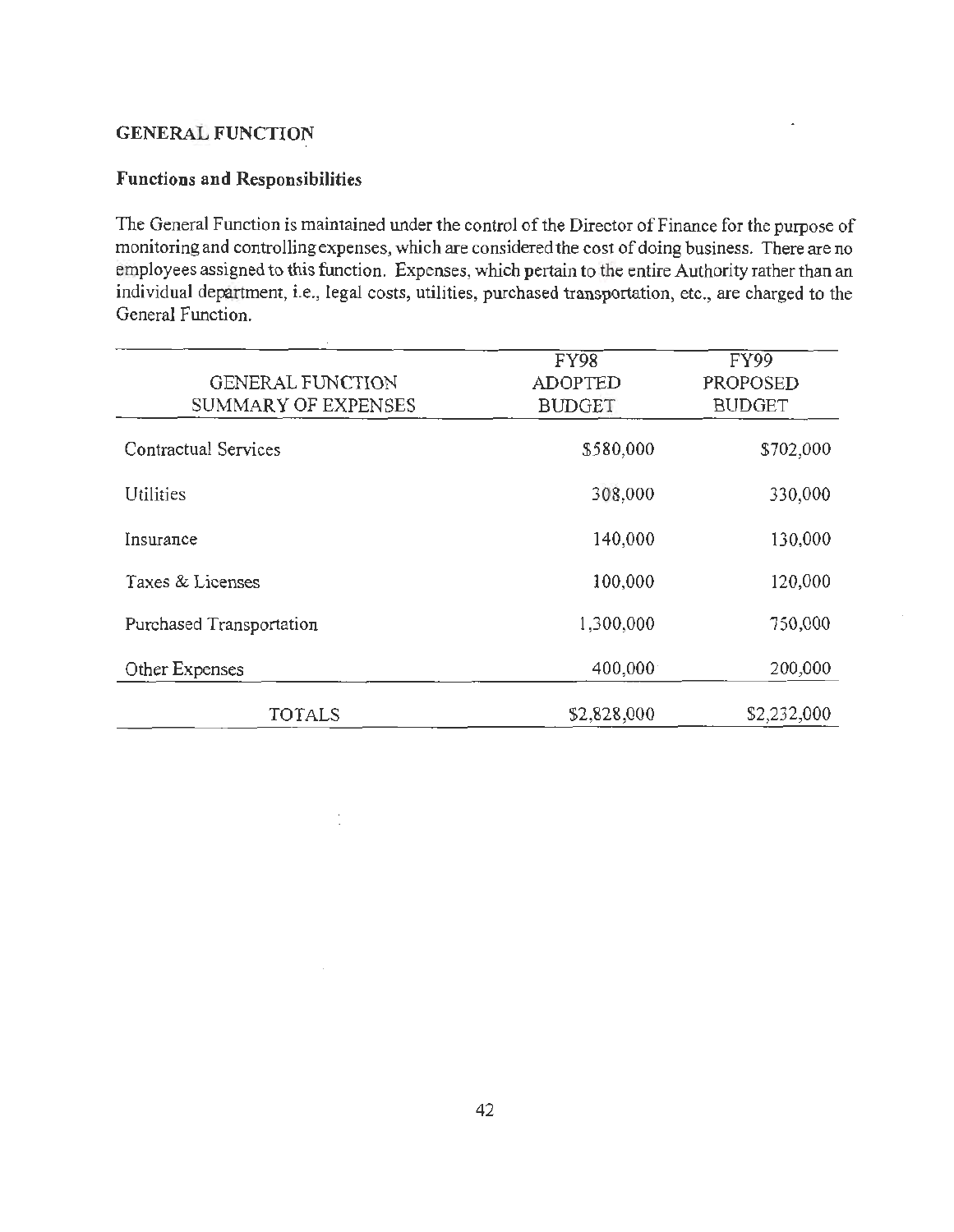## GENERAL FUNCTION

### Functions and Responsibilities

The General Function is maintained under the control of the Director of Finance for the purpose of monitoring and controlling expenses, which are considered the cost of doing business. There are no employees assigned to this function. Expenses, which pertain to the entire Authority rather than an individual department, i.e., legal costs, utilities, purchased transportation, etc., are charged to the General Function.

| GENERAL FUNCTION SUMMARY OF EXPENSES | FY98 ADOPTED BUDGET | FY99 PROPOSED BUDGET |
|---|---|---|
| Contractual Services | $580,000 | $702,000 |
| Utilities | 308,000 | 330,000 |
| Insurance | 140,000 | 130,000 |
| Taxes & Licenses | 100,000 | 120,000 |
| Purchased Transportation | 1,300,000 | 750,000 |
| Other Expenses | 400,000 | 200,000 |
| TOTALS | $2,828,000 | $2,232,000 |